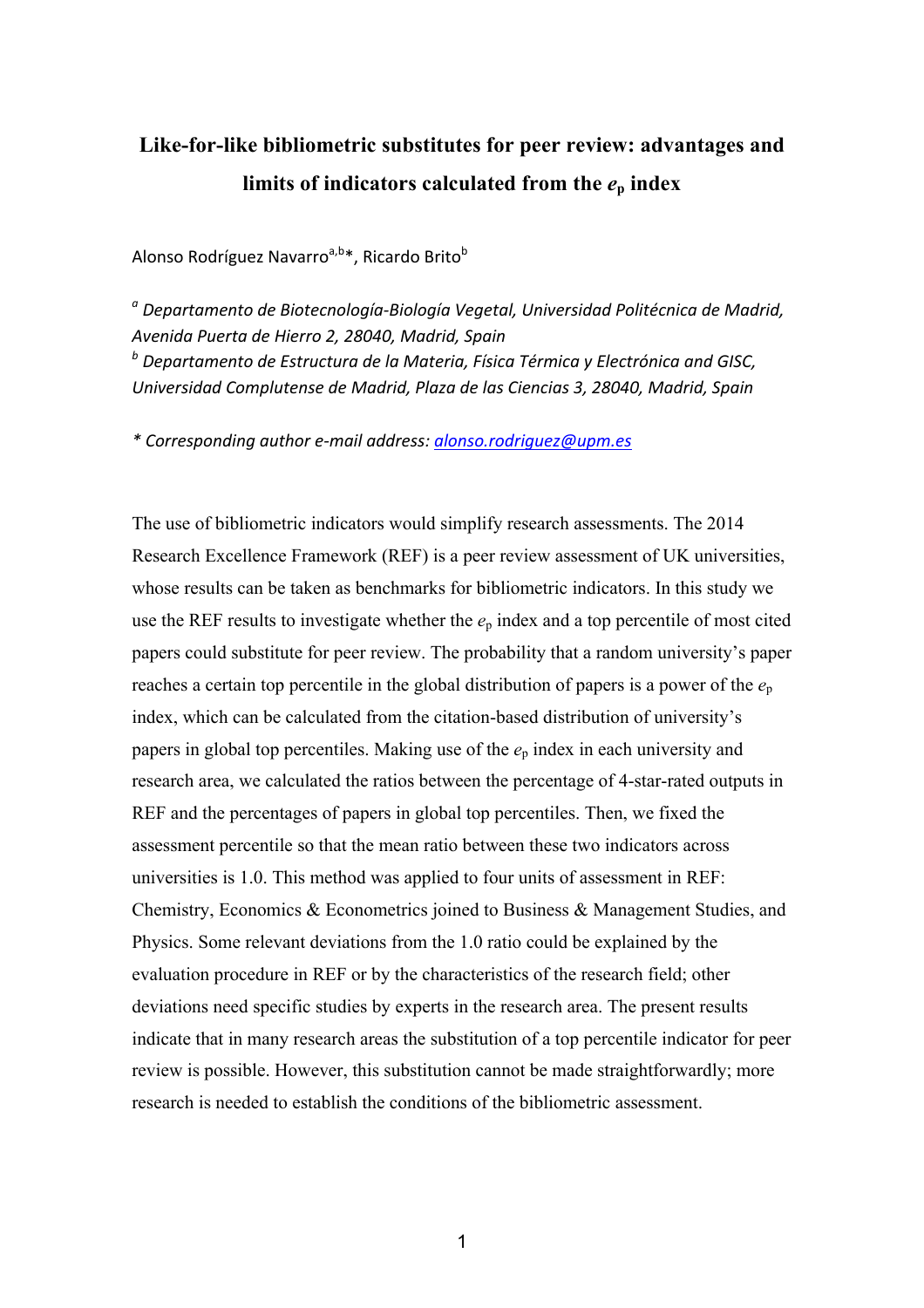# Like-for-like bibliometric substitutes for peer review: advantages and limits of indicators calculated from the $e_p$ index

Alonso Rodríguez Navarro[a,b]*, Ricardo Brito[b]

[a] *Departamento de Biotecnología-Biología Vegetal, Universidad Politécnica de Madrid, Avenida Puerta de Hierro 2, 28040, Madrid, Spain*

[b] *Departamento de Estructura de la Materia, Física Térmica y Electrónica and GISC, Universidad Complutense de Madrid, Plaza de las Ciencias 3, 28040, Madrid, Spain*

*\* Corresponding author e-mail address: alonso.rodriguez@upm.es*

The use of bibliometric indicators would simplify research assessments. The 2014 Research Excellence Framework (REF) is a peer review assessment of UK universities, whose results can be taken as benchmarks for bibliometric indicators. In this study we use the REF results to investigate whether the $e_p$ index and a top percentile of most cited papers could substitute for peer review. The probability that a random university's paper reaches a certain top percentile in the global distribution of papers is a power of the $e_p$ index, which can be calculated from the citation-based distribution of university's papers in global top percentiles. Making use of the $e_p$ index in each university and research area, we calculated the ratios between the percentage of 4-star-rated outputs in REF and the percentages of papers in global top percentiles. Then, we fixed the assessment percentile so that the mean ratio between these two indicators across universities is 1.0. This method was applied to four units of assessment in REF: Chemistry, Economics & Econometrics joined to Business & Management Studies, and Physics. Some relevant deviations from the 1.0 ratio could be explained by the evaluation procedure in REF or by the characteristics of the research field; other deviations need specific studies by experts in the research area. The present results indicate that in many research areas the substitution of a top percentile indicator for peer review is possible. However, this substitution cannot be made straightforwardly; more research is needed to establish the conditions of the bibliometric assessment.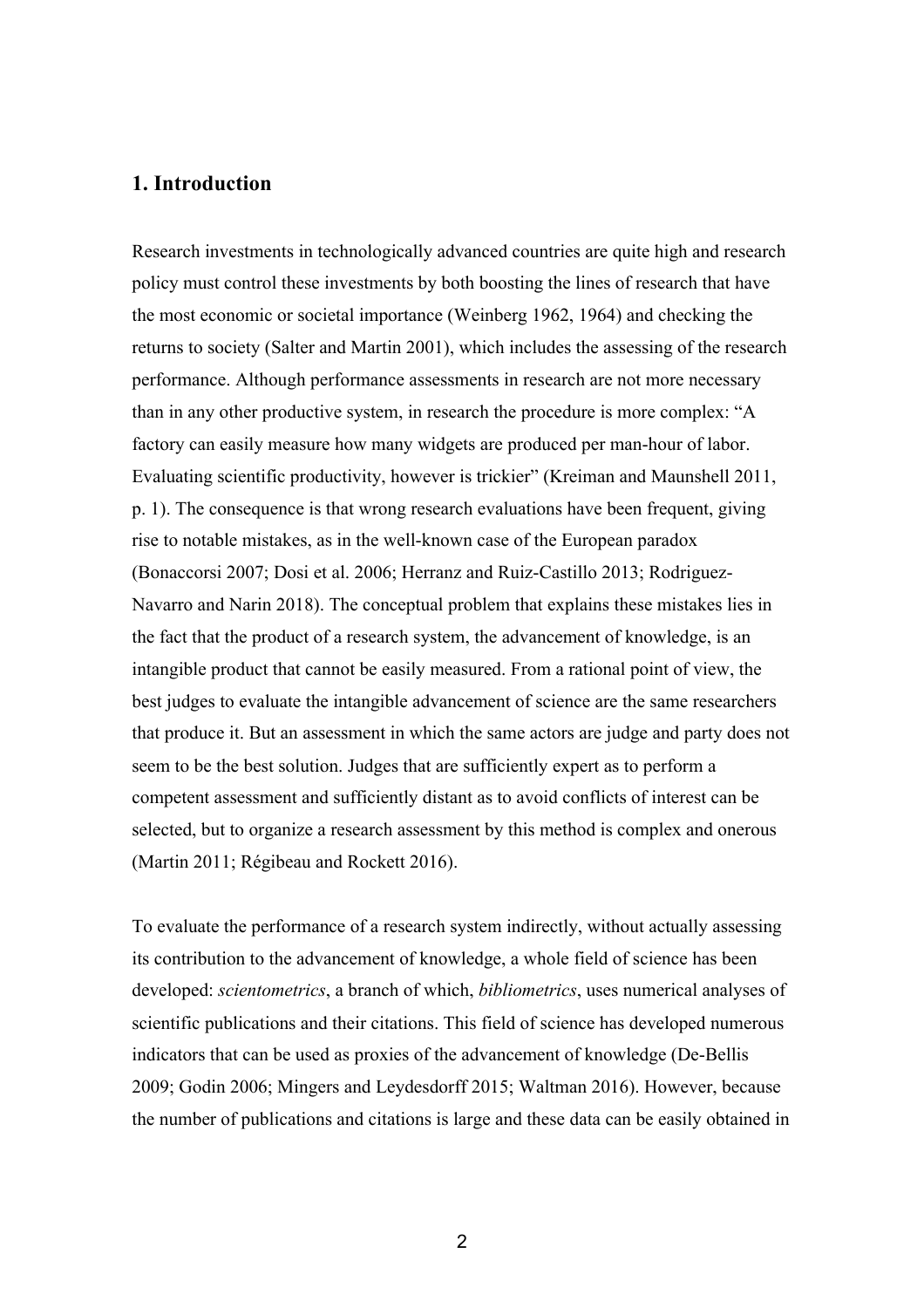## 1. Introduction

Research investments in technologically advanced countries are quite high and research policy must control these investments by both boosting the lines of research that have the most economic or societal importance (Weinberg 1962, 1964) and checking the returns to society (Salter and Martin 2001), which includes the assessing of the research performance. Although performance assessments in research are not more necessary than in any other productive system, in research the procedure is more complex: "A factory can easily measure how many widgets are produced per man-hour of labor. Evaluating scientific productivity, however is trickier" (Kreiman and Maunshell 2011, p. 1). The consequence is that wrong research evaluations have been frequent, giving rise to notable mistakes, as in the well-known case of the European paradox (Bonaccorsi 2007; Dosi et al. 2006; Herranz and Ruiz-Castillo 2013; Rodriguez-Navarro and Narin 2018). The conceptual problem that explains these mistakes lies in the fact that the product of a research system, the advancement of knowledge, is an intangible product that cannot be easily measured. From a rational point of view, the best judges to evaluate the intangible advancement of science are the same researchers that produce it. But an assessment in which the same actors are judge and party does not seem to be the best solution. Judges that are sufficiently expert as to perform a competent assessment and sufficiently distant as to avoid conflicts of interest can be selected, but to organize a research assessment by this method is complex and onerous (Martin 2011; Régibeau and Rockett 2016).

To evaluate the performance of a research system indirectly, without actually assessing its contribution to the advancement of knowledge, a whole field of science has been developed: *scientometrics*, a branch of which, *bibliometrics*, uses numerical analyses of scientific publications and their citations. This field of science has developed numerous indicators that can be used as proxies of the advancement of knowledge (De-Bellis 2009; Godin 2006; Mingers and Leydesdorff 2015; Waltman 2016). However, because the number of publications and citations is large and these data can be easily obtained in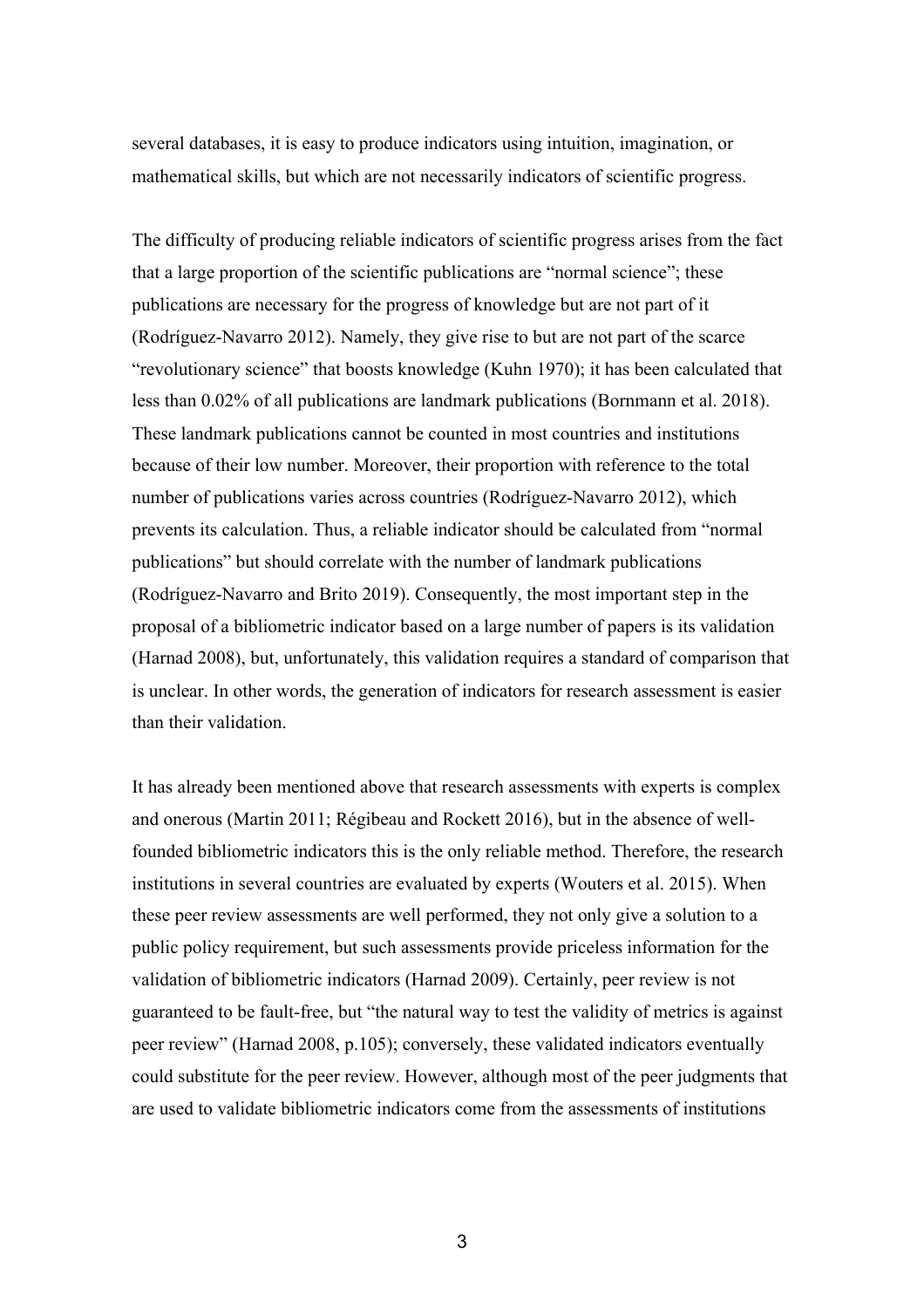several databases, it is easy to produce indicators using intuition, imagination, or mathematical skills, but which are not necessarily indicators of scientific progress.

The difficulty of producing reliable indicators of scientific progress arises from the fact that a large proportion of the scientific publications are "normal science"; these publications are necessary for the progress of knowledge but are not part of it (Rodríguez-Navarro 2012). Namely, they give rise to but are not part of the scarce "revolutionary science" that boosts knowledge (Kuhn 1970); it has been calculated that less than 0.02% of all publications are landmark publications (Bornmann et al. 2018). These landmark publications cannot be counted in most countries and institutions because of their low number. Moreover, their proportion with reference to the total number of publications varies across countries (Rodríguez-Navarro 2012), which prevents its calculation. Thus, a reliable indicator should be calculated from "normal publications" but should correlate with the number of landmark publications (Rodríguez-Navarro and Brito 2019). Consequently, the most important step in the proposal of a bibliometric indicator based on a large number of papers is its validation (Harnad 2008), but, unfortunately, this validation requires a standard of comparison that is unclear. In other words, the generation of indicators for research assessment is easier than their validation.

It has already been mentioned above that research assessments with experts is complex and onerous (Martin 2011; Régibeau and Rockett 2016), but in the absence of well-founded bibliometric indicators this is the only reliable method. Therefore, the research institutions in several countries are evaluated by experts (Wouters et al. 2015). When these peer review assessments are well performed, they not only give a solution to a public policy requirement, but such assessments provide priceless information for the validation of bibliometric indicators (Harnad 2009). Certainly, peer review is not guaranteed to be fault-free, but "the natural way to test the validity of metrics is against peer review" (Harnad 2008, p.105); conversely, these validated indicators eventually could substitute for the peer review. However, although most of the peer judgments that are used to validate bibliometric indicators come from the assessments of institutions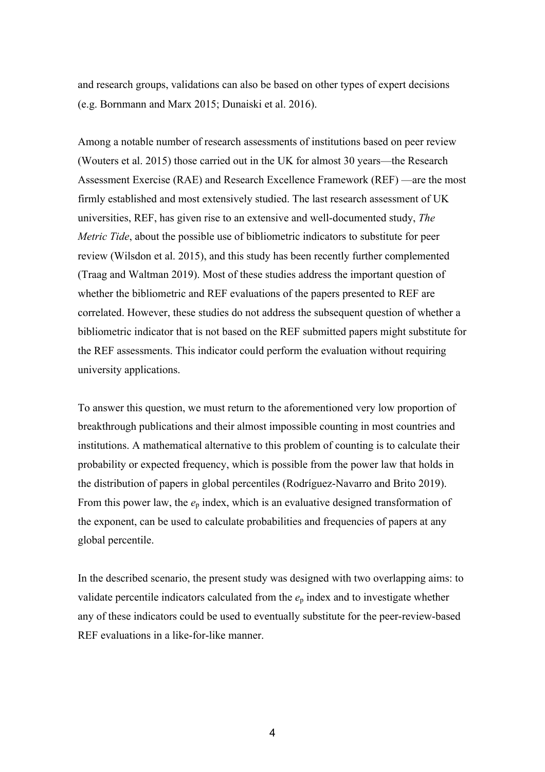and research groups, validations can also be based on other types of expert decisions (e.g. Bornmann and Marx 2015; Dunaiski et al. 2016).

Among a notable number of research assessments of institutions based on peer review (Wouters et al. 2015) those carried out in the UK for almost 30 years—the Research Assessment Exercise (RAE) and Research Excellence Framework (REF) —are the most firmly established and most extensively studied. The last research assessment of UK universities, REF, has given rise to an extensive and well-documented study, *The Metric Tide*, about the possible use of bibliometric indicators to substitute for peer review (Wilsdon et al. 2015), and this study has been recently further complemented (Traag and Waltman 2019). Most of these studies address the important question of whether the bibliometric and REF evaluations of the papers presented to REF are correlated. However, these studies do not address the subsequent question of whether a bibliometric indicator that is not based on the REF submitted papers might substitute for the REF assessments. This indicator could perform the evaluation without requiring university applications.

To answer this question, we must return to the aforementioned very low proportion of breakthrough publications and their almost impossible counting in most countries and institutions. A mathematical alternative to this problem of counting is to calculate their probability or expected frequency, which is possible from the power law that holds in the distribution of papers in global percentiles (Rodríguez-Navarro and Brito 2019). From this power law, the $e_p$ index, which is an evaluative designed transformation of the exponent, can be used to calculate probabilities and frequencies of papers at any global percentile.

In the described scenario, the present study was designed with two overlapping aims: to validate percentile indicators calculated from the $e_p$ index and to investigate whether any of these indicators could be used to eventually substitute for the peer-review-based REF evaluations in a like-for-like manner.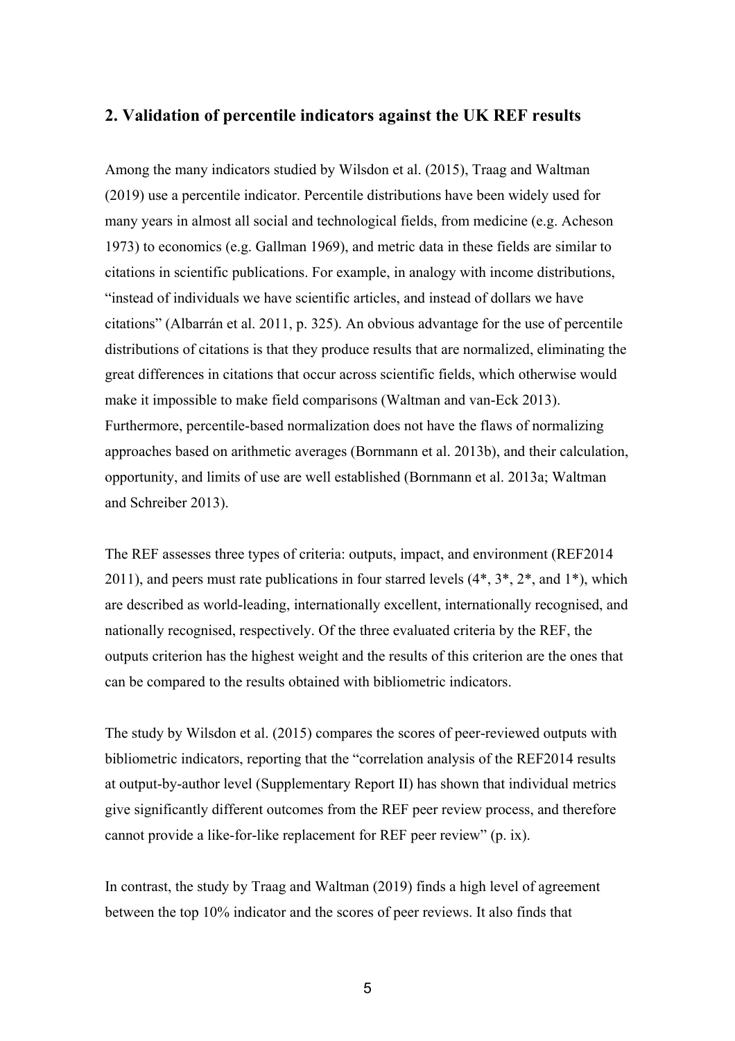## 2. Validation of percentile indicators against the UK REF results

Among the many indicators studied by Wilsdon et al. (2015), Traag and Waltman (2019) use a percentile indicator. Percentile distributions have been widely used for many years in almost all social and technological fields, from medicine (e.g. Acheson 1973) to economics (e.g. Gallman 1969), and metric data in these fields are similar to citations in scientific publications. For example, in analogy with income distributions, "instead of individuals we have scientific articles, and instead of dollars we have citations" (Albarrán et al. 2011, p. 325). An obvious advantage for the use of percentile distributions of citations is that they produce results that are normalized, eliminating the great differences in citations that occur across scientific fields, which otherwise would make it impossible to make field comparisons (Waltman and van-Eck 2013). Furthermore, percentile-based normalization does not have the flaws of normalizing approaches based on arithmetic averages (Bornmann et al. 2013b), and their calculation, opportunity, and limits of use are well established (Bornmann et al. 2013a; Waltman and Schreiber 2013).

The REF assesses three types of criteria: outputs, impact, and environment (REF2014 2011), and peers must rate publications in four starred levels (4*, 3*, 2*, and 1*), which are described as world-leading, internationally excellent, internationally recognised, and nationally recognised, respectively. Of the three evaluated criteria by the REF, the outputs criterion has the highest weight and the results of this criterion are the ones that can be compared to the results obtained with bibliometric indicators.

The study by Wilsdon et al. (2015) compares the scores of peer-reviewed outputs with bibliometric indicators, reporting that the "correlation analysis of the REF2014 results at output-by-author level (Supplementary Report II) has shown that individual metrics give significantly different outcomes from the REF peer review process, and therefore cannot provide a like-for-like replacement for REF peer review" (p. ix).

In contrast, the study by Traag and Waltman (2019) finds a high level of agreement between the top 10% indicator and the scores of peer reviews. It also finds that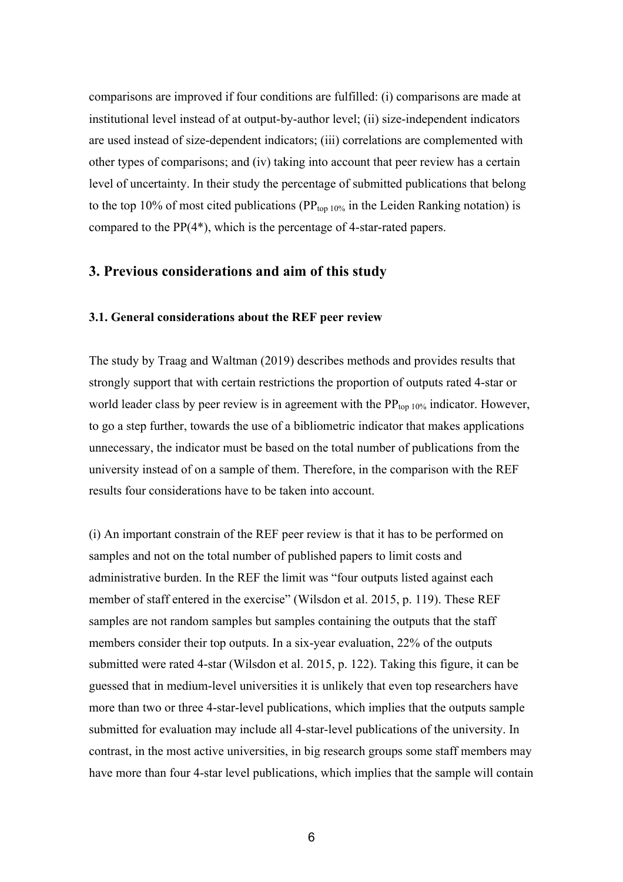comparisons are improved if four conditions are fulfilled: (i) comparisons are made at institutional level instead of at output-by-author level; (ii) size-independent indicators are used instead of size-dependent indicators; (iii) correlations are complemented with other types of comparisons; and (iv) taking into account that peer review has a certain level of uncertainty. In their study the percentage of submitted publications that belong to the top 10% of most cited publications ($PP_{top\ 10\%}$ in the Leiden Ranking notation) is compared to the PP(4*), which is the percentage of 4-star-rated papers.

## 3. Previous considerations and aim of this study

### 3.1. General considerations about the REF peer review

The study by Traag and Waltman (2019) describes methods and provides results that strongly support that with certain restrictions the proportion of outputs rated 4-star or world leader class by peer review is in agreement with the $PP_{top\ 10\%}$ indicator. However, to go a step further, towards the use of a bibliometric indicator that makes applications unnecessary, the indicator must be based on the total number of publications from the university instead of on a sample of them. Therefore, in the comparison with the REF results four considerations have to be taken into account.

(i) An important constrain of the REF peer review is that it has to be performed on samples and not on the total number of published papers to limit costs and administrative burden. In the REF the limit was "four outputs listed against each member of staff entered in the exercise" (Wilsdon et al. 2015, p. 119). These REF samples are not random samples but samples containing the outputs that the staff members consider their top outputs. In a six-year evaluation, 22% of the outputs submitted were rated 4-star (Wilsdon et al. 2015, p. 122). Taking this figure, it can be guessed that in medium-level universities it is unlikely that even top researchers have more than two or three 4-star-level publications, which implies that the outputs sample submitted for evaluation may include all 4-star-level publications of the university. In contrast, in the most active universities, in big research groups some staff members may have more than four 4-star level publications, which implies that the sample will contain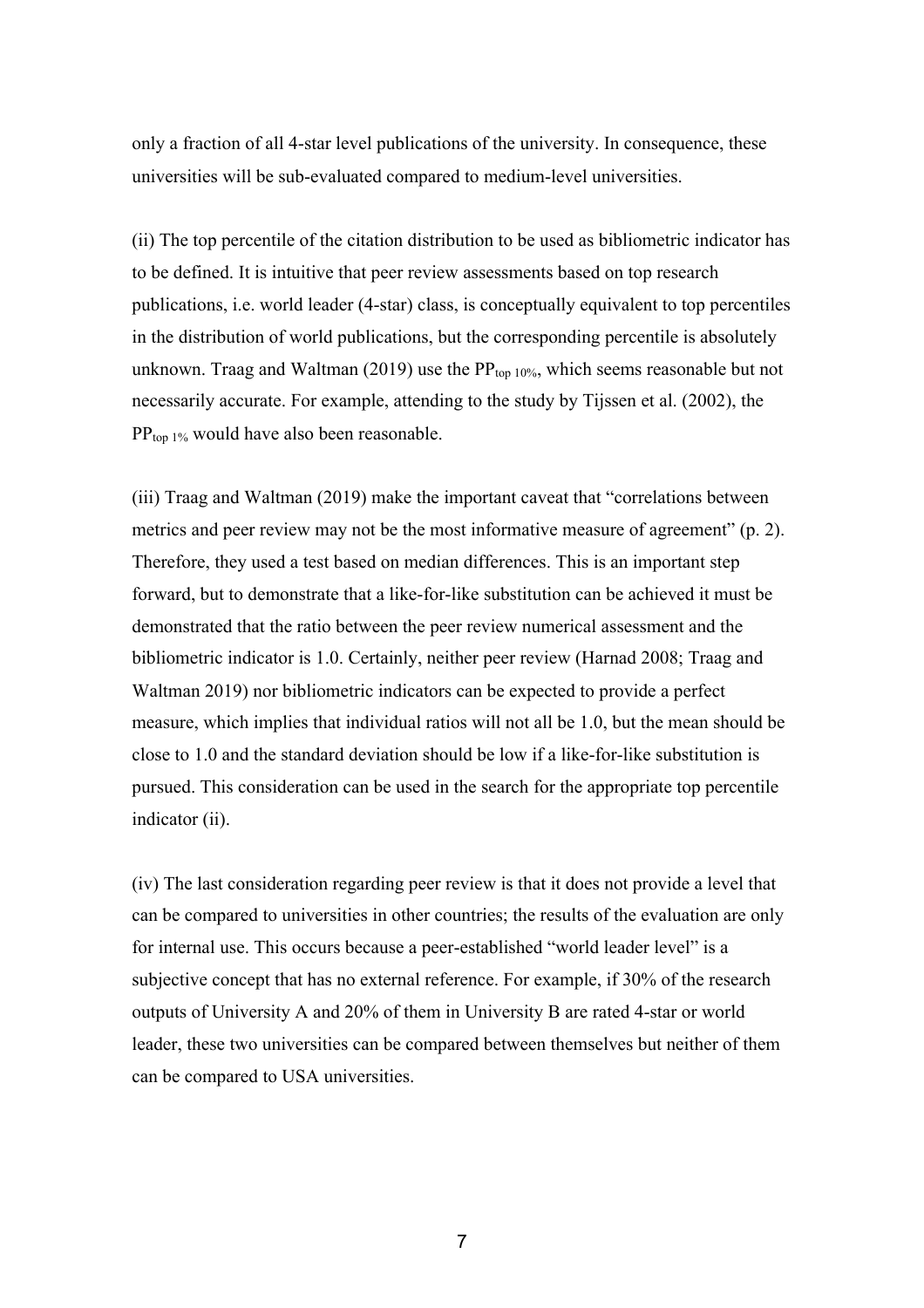only a fraction of all 4-star level publications of the university. In consequence, these universities will be sub-evaluated compared to medium-level universities.

(ii) The top percentile of the citation distribution to be used as bibliometric indicator has to be defined. It is intuitive that peer review assessments based on top research publications, i.e. world leader (4-star) class, is conceptually equivalent to top percentiles in the distribution of world publications, but the corresponding percentile is absolutely unknown. Traag and Waltman (2019) use the $PP_{top\ 10\%}$, which seems reasonable but not necessarily accurate. For example, attending to the study by Tijssen et al. (2002), the $PP_{top\ 1\%}$ would have also been reasonable.

(iii) Traag and Waltman (2019) make the important caveat that "correlations between metrics and peer review may not be the most informative measure of agreement" (p. 2). Therefore, they used a test based on median differences. This is an important step forward, but to demonstrate that a like-for-like substitution can be achieved it must be demonstrated that the ratio between the peer review numerical assessment and the bibliometric indicator is 1.0. Certainly, neither peer review (Harnad 2008; Traag and Waltman 2019) nor bibliometric indicators can be expected to provide a perfect measure, which implies that individual ratios will not all be 1.0, but the mean should be close to 1.0 and the standard deviation should be low if a like-for-like substitution is pursued. This consideration can be used in the search for the appropriate top percentile indicator (ii).

(iv) The last consideration regarding peer review is that it does not provide a level that can be compared to universities in other countries; the results of the evaluation are only for internal use. This occurs because a peer-established "world leader level" is a subjective concept that has no external reference. For example, if 30% of the research outputs of University A and 20% of them in University B are rated 4-star or world leader, these two universities can be compared between themselves but neither of them can be compared to USA universities.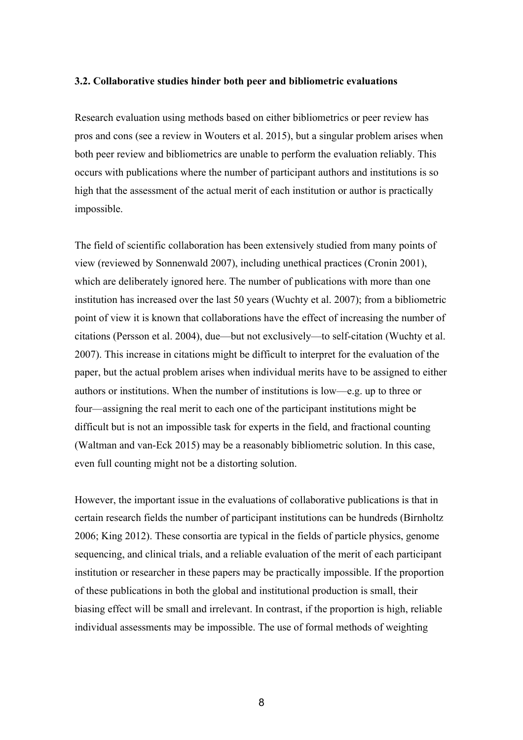### 3.2. Collaborative studies hinder both peer and bibliometric evaluations

Research evaluation using methods based on either bibliometrics or peer review has pros and cons (see a review in Wouters et al. 2015), but a singular problem arises when both peer review and bibliometrics are unable to perform the evaluation reliably. This occurs with publications where the number of participant authors and institutions is so high that the assessment of the actual merit of each institution or author is practically impossible.

The field of scientific collaboration has been extensively studied from many points of view (reviewed by Sonnenwald 2007), including unethical practices (Cronin 2001), which are deliberately ignored here. The number of publications with more than one institution has increased over the last 50 years (Wuchty et al. 2007); from a bibliometric point of view it is known that collaborations have the effect of increasing the number of citations (Persson et al. 2004), due—but not exclusively—to self-citation (Wuchty et al. 2007). This increase in citations might be difficult to interpret for the evaluation of the paper, but the actual problem arises when individual merits have to be assigned to either authors or institutions. When the number of institutions is low—e.g. up to three or four—assigning the real merit to each one of the participant institutions might be difficult but is not an impossible task for experts in the field, and fractional counting (Waltman and van-Eck 2015) may be a reasonably bibliometric solution. In this case, even full counting might not be a distorting solution.

However, the important issue in the evaluations of collaborative publications is that in certain research fields the number of participant institutions can be hundreds (Birnholtz 2006; King 2012). These consortia are typical in the fields of particle physics, genome sequencing, and clinical trials, and a reliable evaluation of the merit of each participant institution or researcher in these papers may be practically impossible. If the proportion of these publications in both the global and institutional production is small, their biasing effect will be small and irrelevant. In contrast, if the proportion is high, reliable individual assessments may be impossible. The use of formal methods of weighting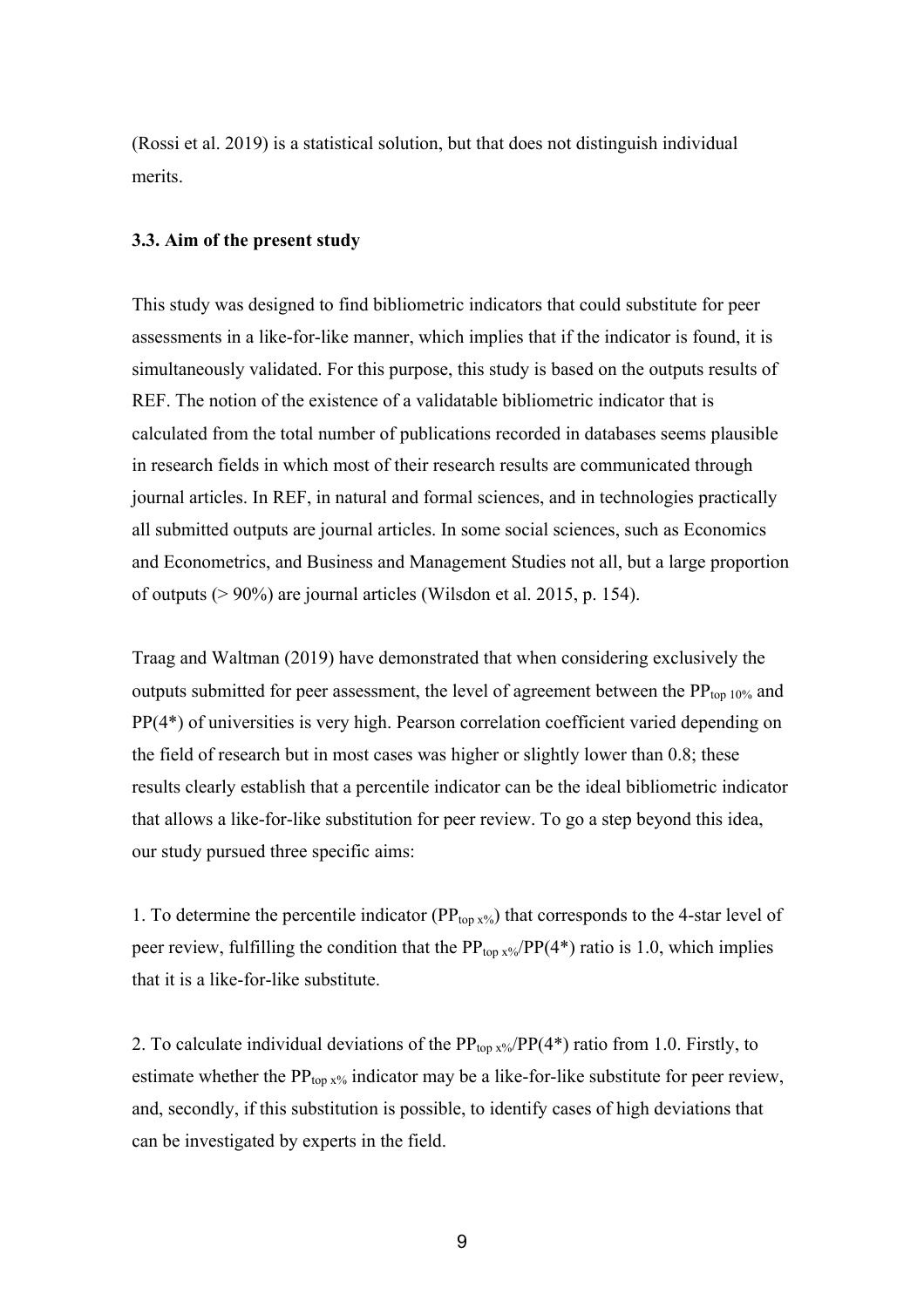(Rossi et al. 2019) is a statistical solution, but that does not distinguish individual merits.

### 3.3. Aim of the present study

This study was designed to find bibliometric indicators that could substitute for peer assessments in a like-for-like manner, which implies that if the indicator is found, it is simultaneously validated. For this purpose, this study is based on the outputs results of REF. The notion of the existence of a validatable bibliometric indicator that is calculated from the total number of publications recorded in databases seems plausible in research fields in which most of their research results are communicated through journal articles. In REF, in natural and formal sciences, and in technologies practically all submitted outputs are journal articles. In some social sciences, such as Economics and Econometrics, and Business and Management Studies not all, but a large proportion of outputs (> 90%) are journal articles (Wilsdon et al. 2015, p. 154).

Traag and Waltman (2019) have demonstrated that when considering exclusively the outputs submitted for peer assessment, the level of agreement between the $PP_{top\ 10\%}$ and PP(4*) of universities is very high. Pearson correlation coefficient varied depending on the field of research but in most cases was higher or slightly lower than 0.8; these results clearly establish that a percentile indicator can be the ideal bibliometric indicator that allows a like-for-like substitution for peer review. To go a step beyond this idea, our study pursued three specific aims:

1. To determine the percentile indicator ($PP_{top\ x\%}$) that corresponds to the 4-star level of peer review, fulfilling the condition that the $PP_{top\ x\%}$/PP(4*) ratio is 1.0, which implies that it is a like-for-like substitute.

2. To calculate individual deviations of the $PP_{top\ x\%}$/PP(4*) ratio from 1.0. Firstly, to estimate whether the $PP_{top\ x\%}$ indicator may be a like-for-like substitute for peer review, and, secondly, if this substitution is possible, to identify cases of high deviations that can be investigated by experts in the field.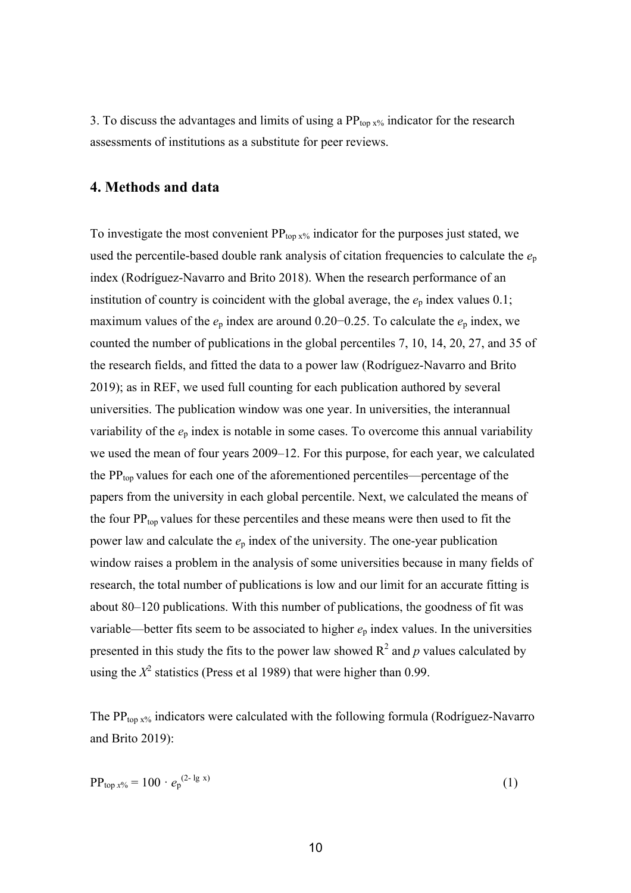3. To discuss the advantages and limits of using a $PP_{top\ x\%}$ indicator for the research assessments of institutions as a substitute for peer reviews.

## 4. Methods and data

To investigate the most convenient $PP_{top\ x\%}$ indicator for the purposes just stated, we used the percentile-based double rank analysis of citation frequencies to calculate the $e_p$ index (Rodríguez-Navarro and Brito 2018). When the research performance of an institution of country is coincident with the global average, the $e_p$ index values 0.1; maximum values of the $e_p$ index are around 0.20−0.25. To calculate the $e_p$ index, we counted the number of publications in the global percentiles 7, 10, 14, 20, 27, and 35 of the research fields, and fitted the data to a power law (Rodríguez-Navarro and Brito 2019); as in REF, we used full counting for each publication authored by several universities. The publication window was one year. In universities, the interannual variability of the $e_p$ index is notable in some cases. To overcome this annual variability we used the mean of four years 2009–12. For this purpose, for each year, we calculated the $PP_{top}$ values for each one of the aforementioned percentiles—percentage of the papers from the university in each global percentile. Next, we calculated the means of the four $PP_{top}$ values for these percentiles and these means were then used to fit the power law and calculate the $e_p$ index of the university. The one-year publication window raises a problem in the analysis of some universities because in many fields of research, the total number of publications is low and our limit for an accurate fitting is about 80–120 publications. With this number of publications, the goodness of fit was variable—better fits seem to be associated to higher $e_p$ index values. In the universities presented in this study the fits to the power law showed $R^2$ and $p$ values calculated by using the $X^2$ statistics (Press et al 1989) that were higher than 0.99.

The $PP_{top\ x\%}$ indicators were calculated with the following formula (Rodríguez-Navarro and Brito 2019):

$$PP_{top\ x\%} = 100 \cdot e_p^{(2 - \lg x)} \qquad (1)$$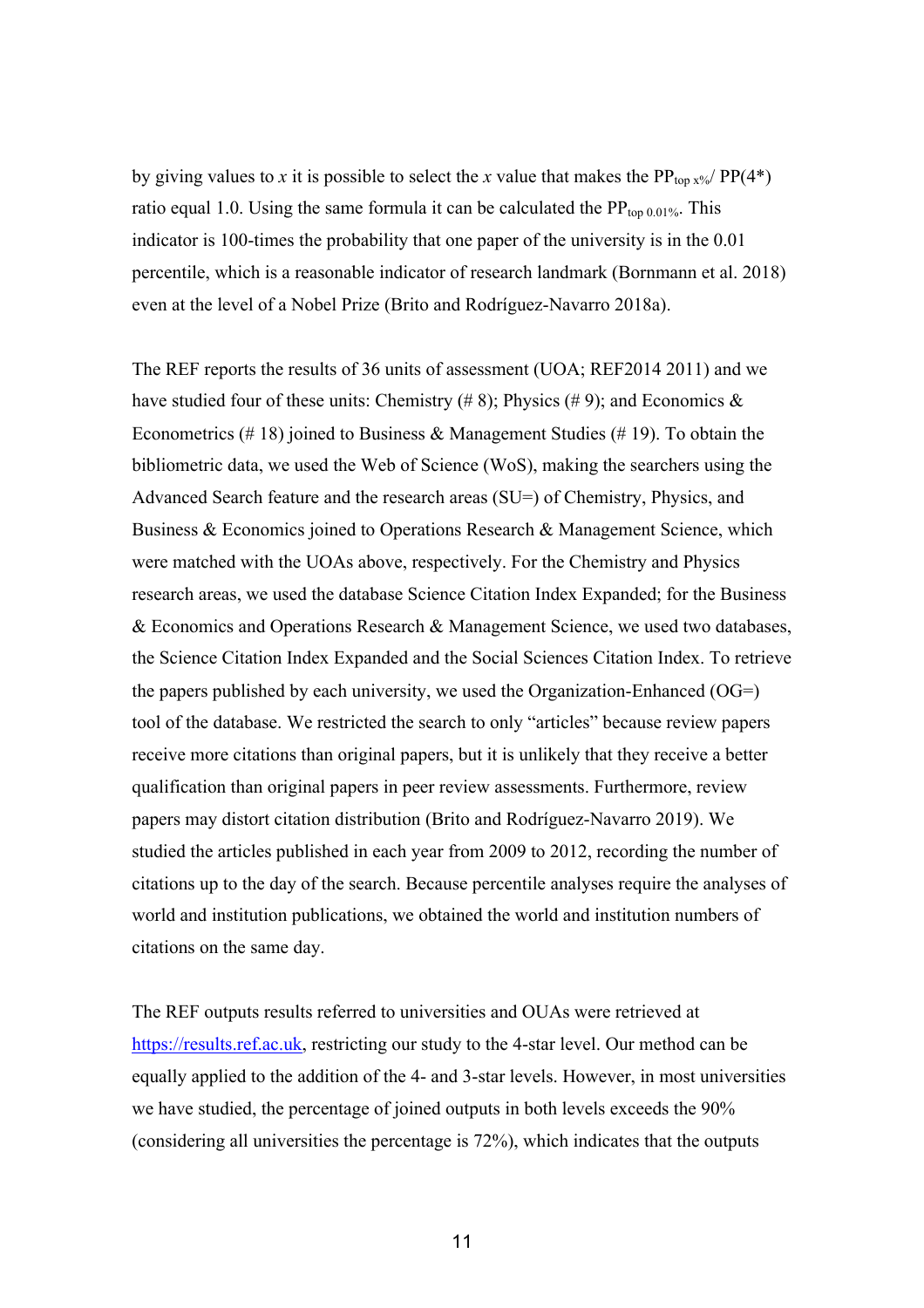by giving values to $x$ it is possible to select the $x$ value that makes the $PP_{top\ x\%}$/ PP(4*) ratio equal 1.0. Using the same formula it can be calculated the $PP_{top\ 0.01\%}$. This indicator is 100-times the probability that one paper of the university is in the 0.01 percentile, which is a reasonable indicator of research landmark (Bornmann et al. 2018) even at the level of a Nobel Prize (Brito and Rodríguez-Navarro 2018a).

The REF reports the results of 36 units of assessment (UOA; REF2014 2011) and we have studied four of these units: Chemistry (# 8); Physics (# 9); and Economics & Econometrics (# 18) joined to Business & Management Studies (# 19). To obtain the bibliometric data, we used the Web of Science (WoS), making the searchers using the Advanced Search feature and the research areas (SU=) of Chemistry, Physics, and Business & Economics joined to Operations Research & Management Science, which were matched with the UOAs above, respectively. For the Chemistry and Physics research areas, we used the database Science Citation Index Expanded; for the Business & Economics and Operations Research & Management Science, we used two databases, the Science Citation Index Expanded and the Social Sciences Citation Index. To retrieve the papers published by each university, we used the Organization-Enhanced (OG=) tool of the database. We restricted the search to only "articles" because review papers receive more citations than original papers, but it is unlikely that they receive a better qualification than original papers in peer review assessments. Furthermore, review papers may distort citation distribution (Brito and Rodríguez-Navarro 2019). We studied the articles published in each year from 2009 to 2012, recording the number of citations up to the day of the search. Because percentile analyses require the analyses of world and institution publications, we obtained the world and institution numbers of citations on the same day.

The REF outputs results referred to universities and OUAs were retrieved at https://results.ref.ac.uk, restricting our study to the 4-star level. Our method can be equally applied to the addition of the 4- and 3-star levels. However, in most universities we have studied, the percentage of joined outputs in both levels exceeds the 90% (considering all universities the percentage is 72%), which indicates that the outputs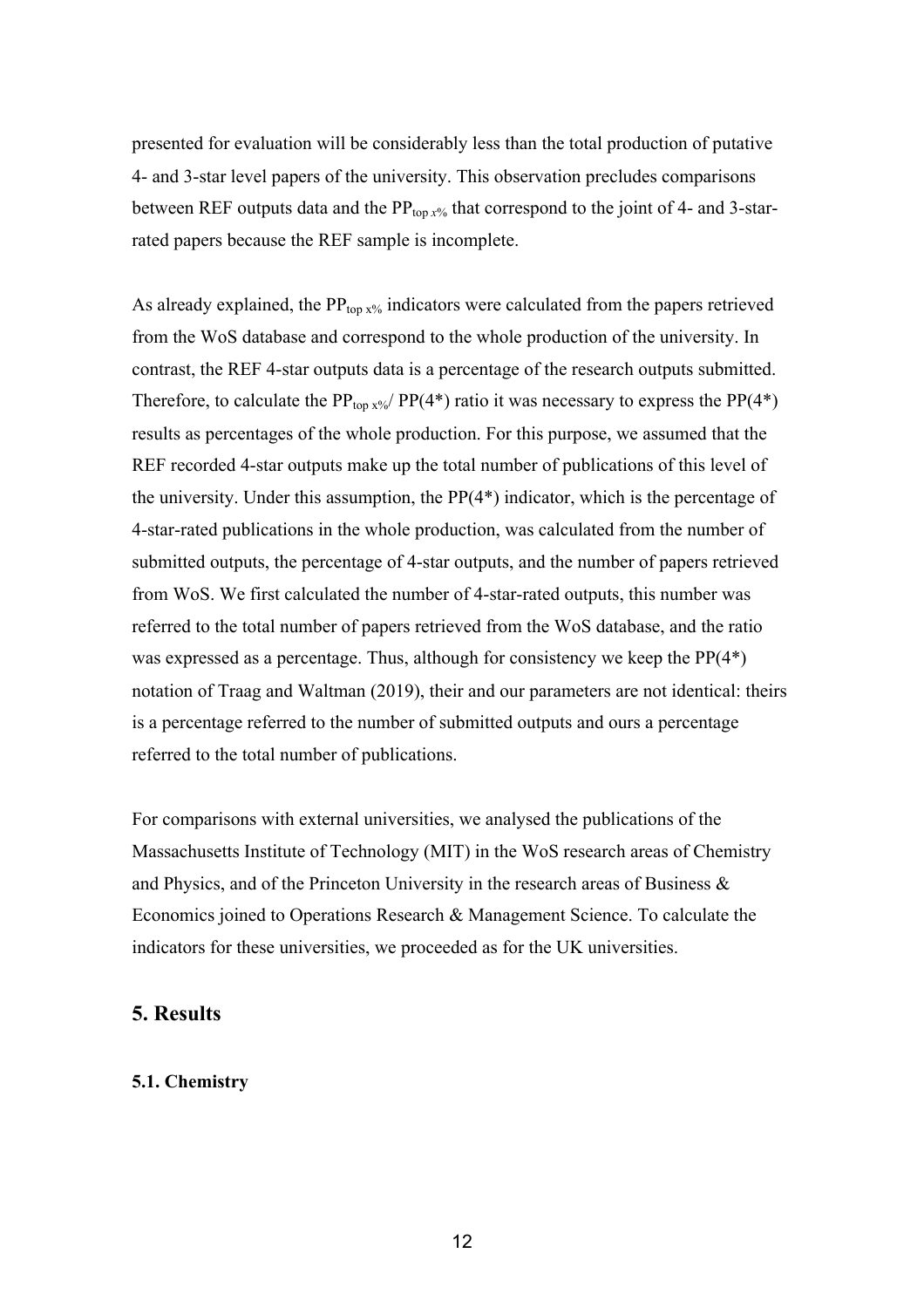presented for evaluation will be considerably less than the total production of putative 4- and 3-star level papers of the university. This observation precludes comparisons between REF outputs data and the $PP_{top\ x\%}$ that correspond to the joint of 4- and 3-star-rated papers because the REF sample is incomplete.

As already explained, the $PP_{top\ x\%}$ indicators were calculated from the papers retrieved from the WoS database and correspond to the whole production of the university. In contrast, the REF 4-star outputs data is a percentage of the research outputs submitted. Therefore, to calculate the $PP_{top\ x\%}$/ PP(4*) ratio it was necessary to express the PP(4*) results as percentages of the whole production. For this purpose, we assumed that the REF recorded 4-star outputs make up the total number of publications of this level of the university. Under this assumption, the PP(4*) indicator, which is the percentage of 4-star-rated publications in the whole production, was calculated from the number of submitted outputs, the percentage of 4-star outputs, and the number of papers retrieved from WoS. We first calculated the number of 4-star-rated outputs, this number was referred to the total number of papers retrieved from the WoS database, and the ratio was expressed as a percentage. Thus, although for consistency we keep the PP(4*) notation of Traag and Waltman (2019), their and our parameters are not identical: theirs is a percentage referred to the number of submitted outputs and ours a percentage referred to the total number of publications.

For comparisons with external universities, we analysed the publications of the Massachusetts Institute of Technology (MIT) in the WoS research areas of Chemistry and Physics, and of the Princeton University in the research areas of Business & Economics joined to Operations Research & Management Science. To calculate the indicators for these universities, we proceeded as for the UK universities.

## 5. Results

### 5.1. Chemistry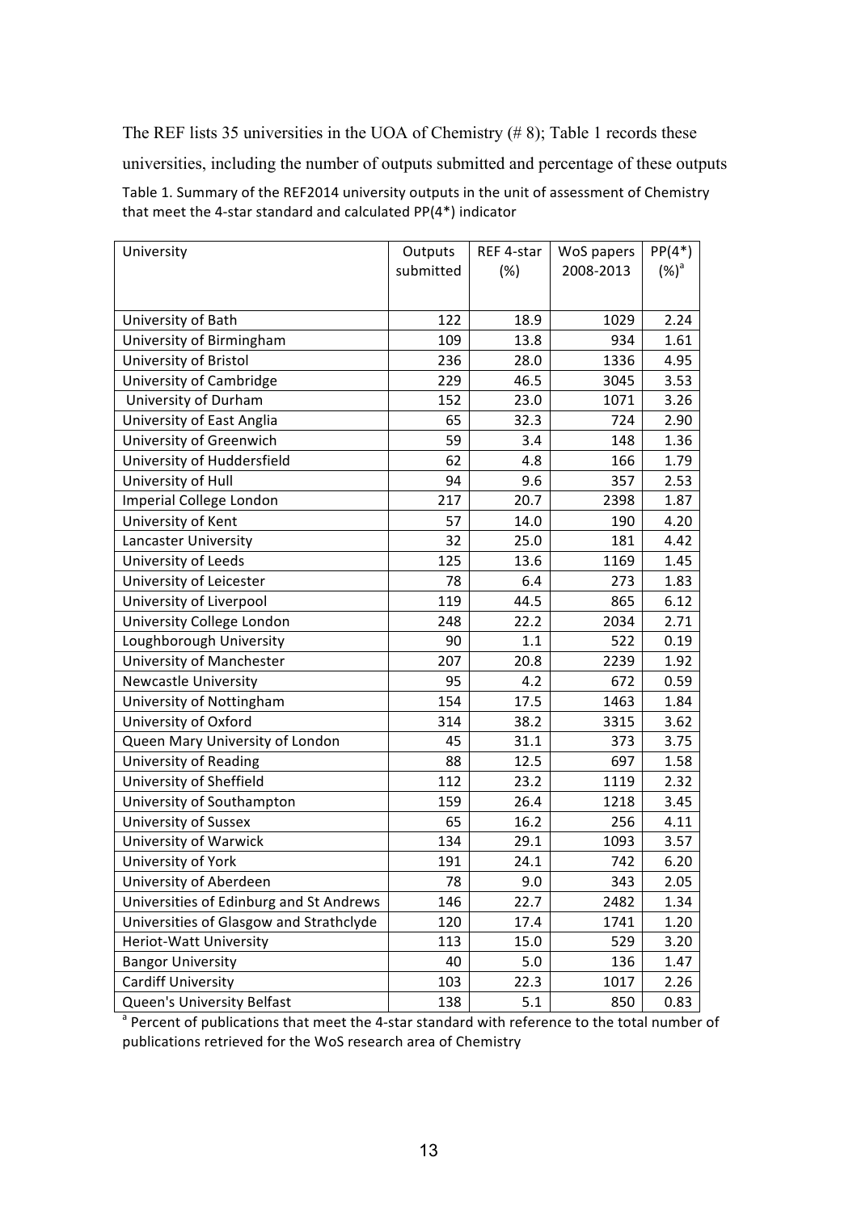The REF lists 35 universities in the UOA of Chemistry (# 8); Table 1 records these universities, including the number of outputs submitted and percentage of these outputs

Table 1. Summary of the REF2014 university outputs in the unit of assessment of Chemistry that meet the 4-star standard and calculated PP(4*) indicator

| University | Outputs submitted | REF 4-star (%) | WoS papers 2008-2013 | PP(4*) (%)[a] |
|---|---|---|---|---|
| University of Bath | 122 | 18.9 | 1029 | 2.24 |
| University of Birmingham | 109 | 13.8 | 934 | 1.61 |
| University of Bristol | 236 | 28.0 | 1336 | 4.95 |
| University of Cambridge | 229 | 46.5 | 3045 | 3.53 |
| University of Durham | 152 | 23.0 | 1071 | 3.26 |
| University of East Anglia | 65 | 32.3 | 724 | 2.90 |
| University of Greenwich | 59 | 3.4 | 148 | 1.36 |
| University of Huddersfield | 62 | 4.8 | 166 | 1.79 |
| University of Hull | 94 | 9.6 | 357 | 2.53 |
| Imperial College London | 217 | 20.7 | 2398 | 1.87 |
| University of Kent | 57 | 14.0 | 190 | 4.20 |
| Lancaster University | 32 | 25.0 | 181 | 4.42 |
| University of Leeds | 125 | 13.6 | 1169 | 1.45 |
| University of Leicester | 78 | 6.4 | 273 | 1.83 |
| University of Liverpool | 119 | 44.5 | 865 | 6.12 |
| University College London | 248 | 22.2 | 2034 | 2.71 |
| Loughborough University | 90 | 1.1 | 522 | 0.19 |
| University of Manchester | 207 | 20.8 | 2239 | 1.92 |
| Newcastle University | 95 | 4.2 | 672 | 0.59 |
| University of Nottingham | 154 | 17.5 | 1463 | 1.84 |
| University of Oxford | 314 | 38.2 | 3315 | 3.62 |
| Queen Mary University of London | 45 | 31.1 | 373 | 3.75 |
| University of Reading | 88 | 12.5 | 697 | 1.58 |
| University of Sheffield | 112 | 23.2 | 1119 | 2.32 |
| University of Southampton | 159 | 26.4 | 1218 | 3.45 |
| University of Sussex | 65 | 16.2 | 256 | 4.11 |
| University of Warwick | 134 | 29.1 | 1093 | 3.57 |
| University of York | 191 | 24.1 | 742 | 6.20 |
| University of Aberdeen | 78 | 9.0 | 343 | 2.05 |
| Universities of Edinburg and St Andrews | 146 | 22.7 | 2482 | 1.34 |
| Universities of Glasgow and Strathclyde | 120 | 17.4 | 1741 | 1.20 |
| Heriot-Watt University | 113 | 15.0 | 529 | 3.20 |
| Bangor University | 40 | 5.0 | 136 | 1.47 |
| Cardiff University | 103 | 22.3 | 1017 | 2.26 |
| Queen's University Belfast | 138 | 5.1 | 850 | 0.83 |

[a] Percent of publications that meet the 4-star standard with reference to the total number of publications retrieved for the WoS research area of Chemistry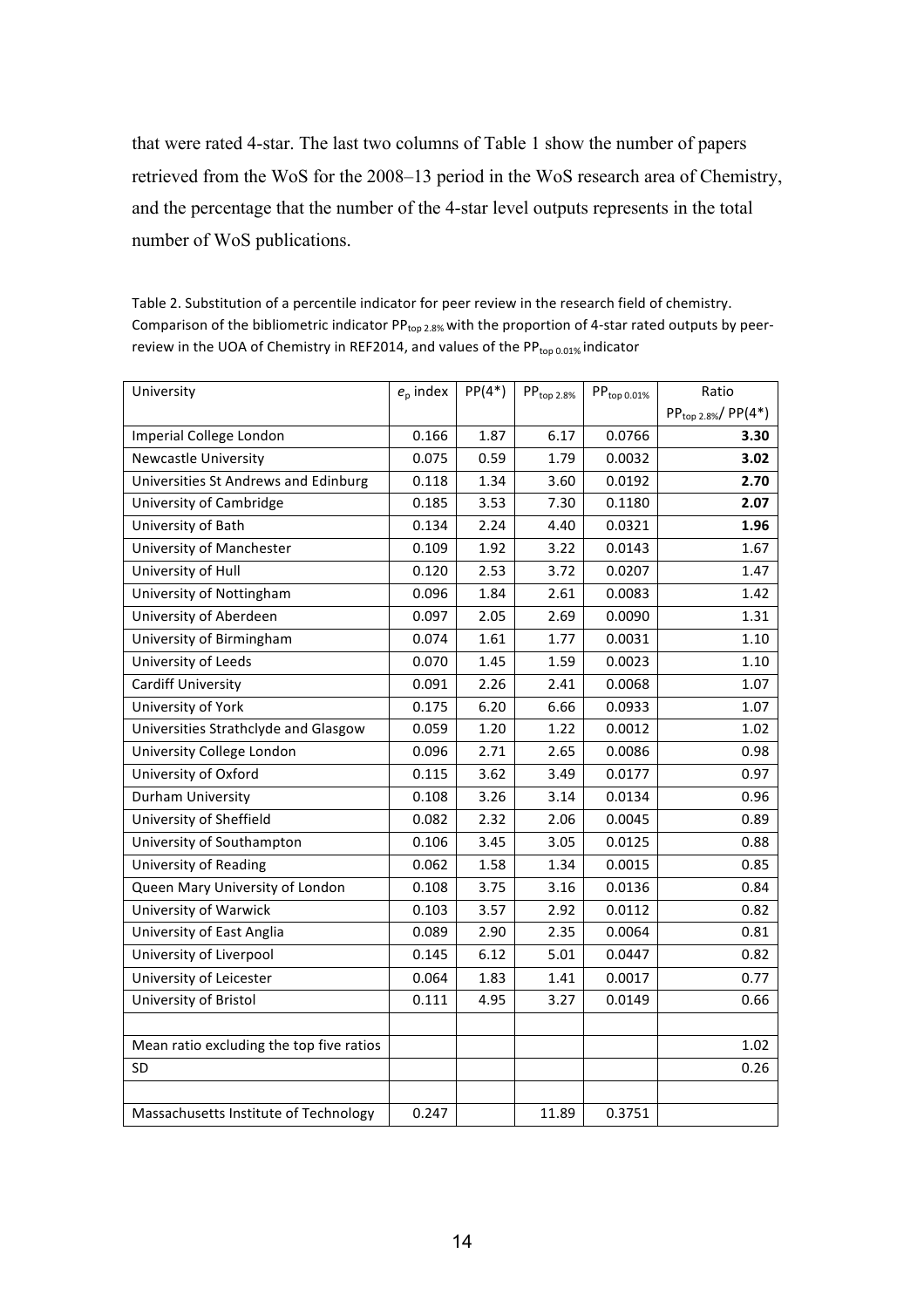that were rated 4-star. The last two columns of Table 1 show the number of papers retrieved from the WoS for the 2008–13 period in the WoS research area of Chemistry, and the percentage that the number of the 4-star level outputs represents in the total number of WoS publications.

Table 2. Substitution of a percentile indicator for peer review in the research field of chemistry. Comparison of the bibliometric indicator $PP_{top\ 2.8\%}$ with the proportion of 4-star rated outputs by peer-review in the UOA of Chemistry in REF2014, and values of the $PP_{top\ 0.01\%}$ indicator

| University | $e_p$ index | PP(4*) | $PP_{top\ 2.8\%}$ | $PP_{top\ 0.01\%}$ | Ratio $PP_{top\ 2.8\%}$/ PP(4*) |
|---|---|---|---|---|---|
| Imperial College London | 0.166 | 1.87 | 6.17 | 0.0766 | **3.30** |
| Newcastle University | 0.075 | 0.59 | 1.79 | 0.0032 | **3.02** |
| Universities St Andrews and Edinburg | 0.118 | 1.34 | 3.60 | 0.0192 | **2.70** |
| University of Cambridge | 0.185 | 3.53 | 7.30 | 0.1180 | **2.07** |
| University of Bath | 0.134 | 2.24 | 4.40 | 0.0321 | **1.96** |
| University of Manchester | 0.109 | 1.92 | 3.22 | 0.0143 | 1.67 |
| University of Hull | 0.120 | 2.53 | 3.72 | 0.0207 | 1.47 |
| University of Nottingham | 0.096 | 1.84 | 2.61 | 0.0083 | 1.42 |
| University of Aberdeen | 0.097 | 2.05 | 2.69 | 0.0090 | 1.31 |
| University of Birmingham | 0.074 | 1.61 | 1.77 | 0.0031 | 1.10 |
| University of Leeds | 0.070 | 1.45 | 1.59 | 0.0023 | 1.10 |
| Cardiff University | 0.091 | 2.26 | 2.41 | 0.0068 | 1.07 |
| University of York | 0.175 | 6.20 | 6.66 | 0.0933 | 1.07 |
| Universities Strathclyde and Glasgow | 0.059 | 1.20 | 1.22 | 0.0012 | 1.02 |
| University College London | 0.096 | 2.71 | 2.65 | 0.0086 | 0.98 |
| University of Oxford | 0.115 | 3.62 | 3.49 | 0.0177 | 0.97 |
| Durham University | 0.108 | 3.26 | 3.14 | 0.0134 | 0.96 |
| University of Sheffield | 0.082 | 2.32 | 2.06 | 0.0045 | 0.89 |
| University of Southampton | 0.106 | 3.45 | 3.05 | 0.0125 | 0.88 |
| University of Reading | 0.062 | 1.58 | 1.34 | 0.0015 | 0.85 |
| Queen Mary University of London | 0.108 | 3.75 | 3.16 | 0.0136 | 0.84 |
| University of Warwick | 0.103 | 3.57 | 2.92 | 0.0112 | 0.82 |
| University of East Anglia | 0.089 | 2.90 | 2.35 | 0.0064 | 0.81 |
| University of Liverpool | 0.145 | 6.12 | 5.01 | 0.0447 | 0.82 |
| University of Leicester | 0.064 | 1.83 | 1.41 | 0.0017 | 0.77 |
| University of Bristol | 0.111 | 4.95 | 3.27 | 0.0149 | 0.66 |
| | | | | | |
| Mean ratio excluding the top five ratios | | | | | 1.02 |
| SD | | | | | 0.26 |
| | | | | | |
| Massachusetts Institute of Technology | 0.247 | | 11.89 | 0.3751 | |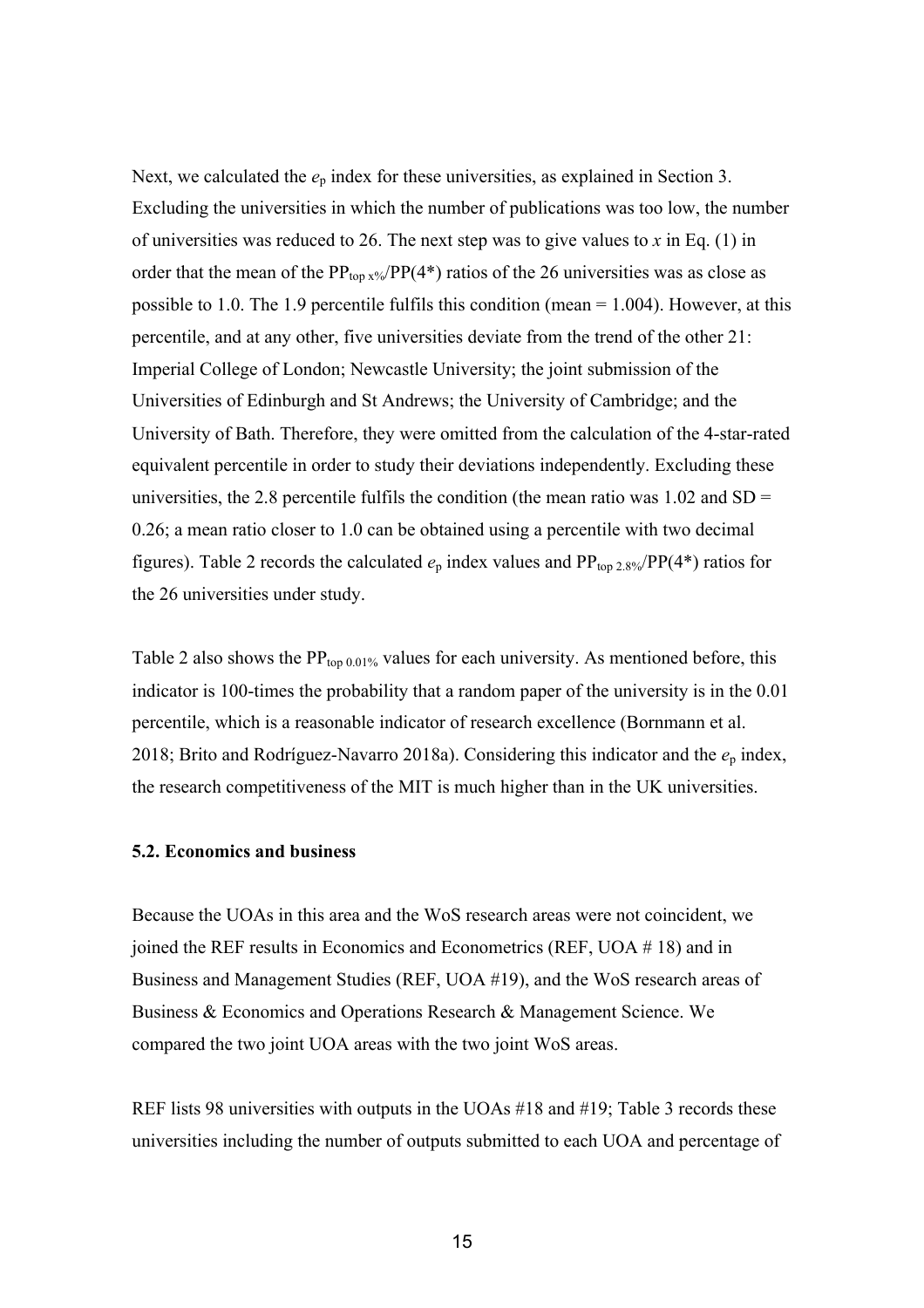Next, we calculated the $e_p$ index for these universities, as explained in Section 3. Excluding the universities in which the number of publications was too low, the number of universities was reduced to 26. The next step was to give values to $x$ in Eq. (1) in order that the mean of the $PP_{top\ x\%}/PP(4^*)$ ratios of the 26 universities was as close as possible to 1.0. The 1.9 percentile fulfils this condition (mean = 1.004). However, at this percentile, and at any other, five universities deviate from the trend of the other 21: Imperial College of London; Newcastle University; the joint submission of the Universities of Edinburgh and St Andrews; the University of Cambridge; and the University of Bath. Therefore, they were omitted from the calculation of the 4-star-rated equivalent percentile in order to study their deviations independently. Excluding these universities, the 2.8 percentile fulfils the condition (the mean ratio was 1.02 and SD = 0.26; a mean ratio closer to 1.0 can be obtained using a percentile with two decimal figures). Table 2 records the calculated $e_p$ index values and $PP_{top\ 2.8\%}/PP(4^*)$ ratios for the 26 universities under study.

Table 2 also shows the $PP_{top\ 0.01\%}$ values for each university. As mentioned before, this indicator is 100-times the probability that a random paper of the university is in the 0.01 percentile, which is a reasonable indicator of research excellence (Bornmann et al. 2018; Brito and Rodríguez-Navarro 2018a). Considering this indicator and the $e_p$ index, the research competitiveness of the MIT is much higher than in the UK universities.

### 5.2. Economics and business

Because the UOAs in this area and the WoS research areas were not coincident, we joined the REF results in Economics and Econometrics (REF, UOA # 18) and in Business and Management Studies (REF, UOA #19), and the WoS research areas of Business & Economics and Operations Research & Management Science. We compared the two joint UOA areas with the two joint WoS areas.

REF lists 98 universities with outputs in the UOAs #18 and #19; Table 3 records these universities including the number of outputs submitted to each UOA and percentage of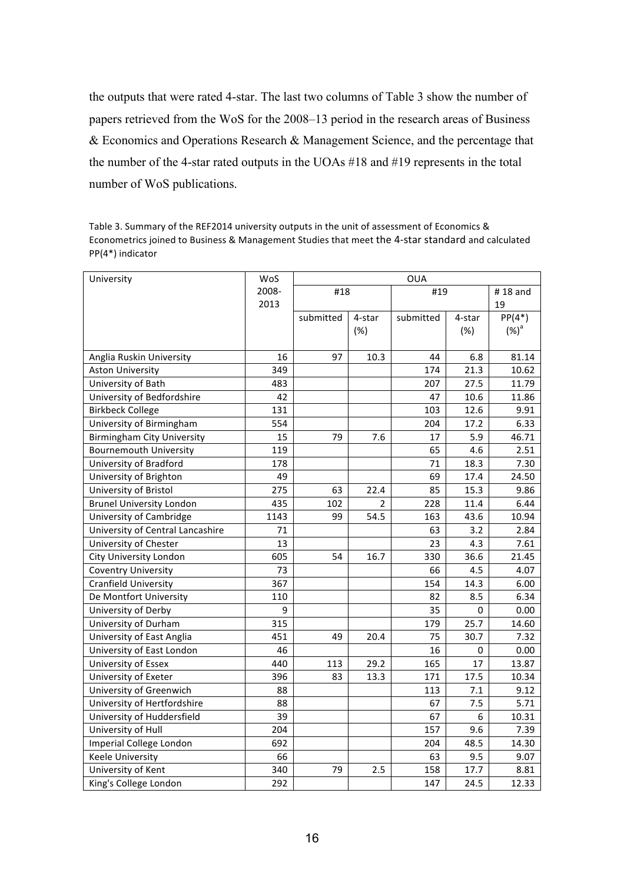the outputs that were rated 4-star. The last two columns of Table 3 show the number of papers retrieved from the WoS for the 2008–13 period in the research areas of Business & Economics and Operations Research & Management Science, and the percentage that the number of the 4-star rated outputs in the UOAs #18 and #19 represents in the total number of WoS publications.

Table 3. Summary of the REF2014 university outputs in the unit of assessment of Economics & Econometrics joined to Business & Management Studies that meet the 4-star standard and calculated PP(4*) indicator

| University | WoS 2008-2013 | OUA | | | | |
|---|---|---|---|---|---|---|
| | | #18 | | #19 | | # 18 and 19 |
| | | submitted | 4-star (%) | submitted | 4-star (%) | PP(4*) (%)[a] |
| Anglia Ruskin University | 16 | 97 | 10.3 | 44 | 6.8 | 81.14 |
| Aston University | 349 | | | 174 | 21.3 | 10.62 |
| University of Bath | 483 | | | 207 | 27.5 | 11.79 |
| University of Bedfordshire | 42 | | | 47 | 10.6 | 11.86 |
| Birkbeck College | 131 | | | 103 | 12.6 | 9.91 |
| University of Birmingham | 554 | | | 204 | 17.2 | 6.33 |
| Birmingham City University | 15 | 79 | 7.6 | 17 | 5.9 | 46.71 |
| Bournemouth University | 119 | | | 65 | 4.6 | 2.51 |
| University of Bradford | 178 | | | 71 | 18.3 | 7.30 |
| University of Brighton | 49 | | | 69 | 17.4 | 24.50 |
| University of Bristol | 275 | 63 | 22.4 | 85 | 15.3 | 9.86 |
| Brunel University London | 435 | 102 | 2 | 228 | 11.4 | 6.44 |
| University of Cambridge | 1143 | 99 | 54.5 | 163 | 43.6 | 10.94 |
| University of Central Lancashire | 71 | | | 63 | 3.2 | 2.84 |
| University of Chester | 13 | | | 23 | 4.3 | 7.61 |
| City University London | 605 | 54 | 16.7 | 330 | 36.6 | 21.45 |
| Coventry University | 73 | | | 66 | 4.5 | 4.07 |
| Cranfield University | 367 | | | 154 | 14.3 | 6.00 |
| De Montfort University | 110 | | | 82 | 8.5 | 6.34 |
| University of Derby | 9 | | | 35 | 0 | 0.00 |
| University of Durham | 315 | | | 179 | 25.7 | 14.60 |
| University of East Anglia | 451 | 49 | 20.4 | 75 | 30.7 | 7.32 |
| University of East London | 46 | | | 16 | 0 | 0.00 |
| University of Essex | 440 | 113 | 29.2 | 165 | 17 | 13.87 |
| University of Exeter | 396 | 83 | 13.3 | 171 | 17.5 | 10.34 |
| University of Greenwich | 88 | | | 113 | 7.1 | 9.12 |
| University of Hertfordshire | 88 | | | 67 | 7.5 | 5.71 |
| University of Huddersfield | 39 | | | 67 | 6 | 10.31 |
| University of Hull | 204 | | | 157 | 9.6 | 7.39 |
| Imperial College London | 692 | | | 204 | 48.5 | 14.30 |
| Keele University | 66 | | | 63 | 9.5 | 9.07 |
| University of Kent | 340 | 79 | 2.5 | 158 | 17.7 | 8.81 |
| King's College London | 292 | | | 147 | 24.5 | 12.33 |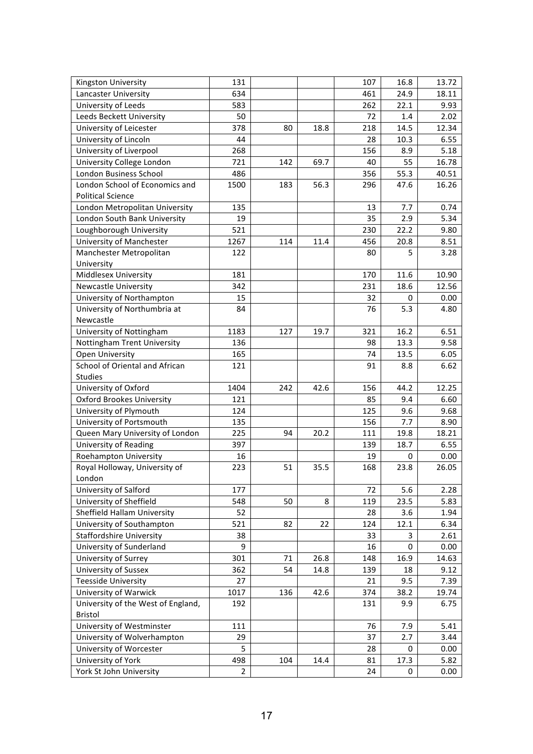| | | | | | | |
|---|---|---|---|---|---|---|
| Kingston University | 131 | | | 107 | 16.8 | 13.72 |
| Lancaster University | 634 | | | 461 | 24.9 | 18.11 |
| University of Leeds | 583 | | | 262 | 22.1 | 9.93 |
| Leeds Beckett University | 50 | | | 72 | 1.4 | 2.02 |
| University of Leicester | 378 | 80 | 18.8 | 218 | 14.5 | 12.34 |
| University of Lincoln | 44 | | | 28 | 10.3 | 6.55 |
| University of Liverpool | 268 | | | 156 | 8.9 | 5.18 |
| University College London | 721 | 142 | 69.7 | 40 | 55 | 16.78 |
| London Business School | 486 | | | 356 | 55.3 | 40.51 |
| London School of Economics and Political Science | 1500 | 183 | 56.3 | 296 | 47.6 | 16.26 |
| London Metropolitan University | 135 | | | 13 | 7.7 | 0.74 |
| London South Bank University | 19 | | | 35 | 2.9 | 5.34 |
| Loughborough University | 521 | | | 230 | 22.2 | 9.80 |
| University of Manchester | 1267 | 114 | 11.4 | 456 | 20.8 | 8.51 |
| Manchester Metropolitan University | 122 | | | 80 | 5 | 3.28 |
| Middlesex University | 181 | | | 170 | 11.6 | 10.90 |
| Newcastle University | 342 | | | 231 | 18.6 | 12.56 |
| University of Northampton | 15 | | | 32 | 0 | 0.00 |
| University of Northumbria at Newcastle | 84 | | | 76 | 5.3 | 4.80 |
| University of Nottingham | 1183 | 127 | 19.7 | 321 | 16.2 | 6.51 |
| Nottingham Trent University | 136 | | | 98 | 13.3 | 9.58 |
| Open University | 165 | | | 74 | 13.5 | 6.05 |
| School of Oriental and African Studies | 121 | | | 91 | 8.8 | 6.62 |
| University of Oxford | 1404 | 242 | 42.6 | 156 | 44.2 | 12.25 |
| Oxford Brookes University | 121 | | | 85 | 9.4 | 6.60 |
| University of Plymouth | 124 | | | 125 | 9.6 | 9.68 |
| University of Portsmouth | 135 | | | 156 | 7.7 | 8.90 |
| Queen Mary University of London | 225 | 94 | 20.2 | 111 | 19.8 | 18.21 |
| University of Reading | 397 | | | 139 | 18.7 | 6.55 |
| Roehampton University | 16 | | | 19 | 0 | 0.00 |
| Royal Holloway, University of London | 223 | 51 | 35.5 | 168 | 23.8 | 26.05 |
| University of Salford | 177 | | | 72 | 5.6 | 2.28 |
| University of Sheffield | 548 | 50 | 8 | 119 | 23.5 | 5.83 |
| Sheffield Hallam University | 52 | | | 28 | 3.6 | 1.94 |
| University of Southampton | 521 | 82 | 22 | 124 | 12.1 | 6.34 |
| Staffordshire University | 38 | | | 33 | 3 | 2.61 |
| University of Sunderland | 9 | | | 16 | 0 | 0.00 |
| University of Surrey | 301 | 71 | 26.8 | 148 | 16.9 | 14.63 |
| University of Sussex | 362 | 54 | 14.8 | 139 | 18 | 9.12 |
| Teesside University | 27 | | | 21 | 9.5 | 7.39 |
| University of Warwick | 1017 | 136 | 42.6 | 374 | 38.2 | 19.74 |
| University of the West of England, Bristol | 192 | | | 131 | 9.9 | 6.75 |
| University of Westminster | 111 | | | 76 | 7.9 | 5.41 |
| University of Wolverhampton | 29 | | | 37 | 2.7 | 3.44 |
| University of Worcester | 5 | | | 28 | 0 | 0.00 |
| University of York | 498 | 104 | 14.4 | 81 | 17.3 | 5.82 |
| York St John University | 2 | | | 24 | 0 | 0.00 |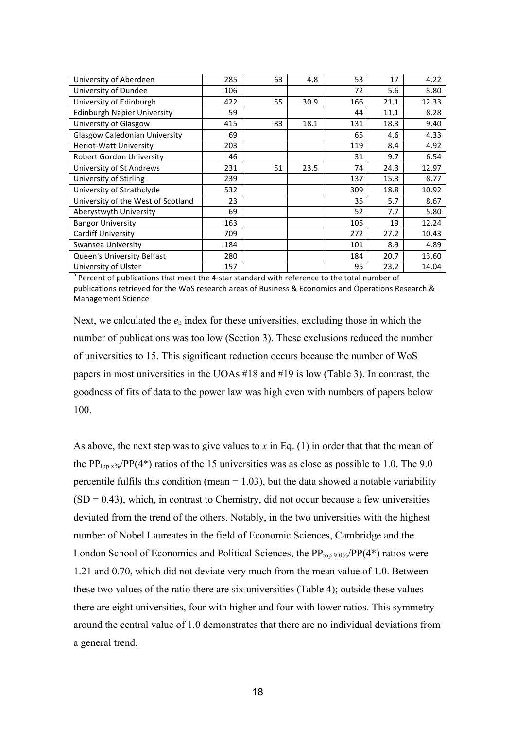| | | | | | | |
|---|---|---|---|---|---|---|
| University of Aberdeen | 285 | 63 | 4.8 | 53 | 17 | 4.22 |
| University of Dundee | 106 | | | 72 | 5.6 | 3.80 |
| University of Edinburgh | 422 | 55 | 30.9 | 166 | 21.1 | 12.33 |
| Edinburgh Napier University | 59 | | | 44 | 11.1 | 8.28 |
| University of Glasgow | 415 | 83 | 18.1 | 131 | 18.3 | 9.40 |
| Glasgow Caledonian University | 69 | | | 65 | 4.6 | 4.33 |
| Heriot-Watt University | 203 | | | 119 | 8.4 | 4.92 |
| Robert Gordon University | 46 | | | 31 | 9.7 | 6.54 |
| University of St Andrews | 231 | 51 | 23.5 | 74 | 24.3 | 12.97 |
| University of Stirling | 239 | | | 137 | 15.3 | 8.77 |
| University of Strathclyde | 532 | | | 309 | 18.8 | 10.92 |
| University of the West of Scotland | 23 | | | 35 | 5.7 | 8.67 |
| Aberystwyth University | 69 | | | 52 | 7.7 | 5.80 |
| Bangor University | 163 | | | 105 | 19 | 12.24 |
| Cardiff University | 709 | | | 272 | 27.2 | 10.43 |
| Swansea University | 184 | | | 101 | 8.9 | 4.89 |
| Queen's University Belfast | 280 | | | 184 | 20.7 | 13.60 |
| University of Ulster | 157 | | | 95 | 23.2 | 14.04 |

[a] Percent of publications that meet the 4-star standard with reference to the total number of publications retrieved for the WoS research areas of Business & Economics and Operations Research & Management Science

Next, we calculated the $e_p$ index for these universities, excluding those in which the number of publications was too low (Section 3). These exclusions reduced the number of universities to 15. This significant reduction occurs because the number of WoS papers in most universities in the UOAs #18 and #19 is low (Table 3). In contrast, the goodness of fits of data to the power law was high even with numbers of papers below 100.

As above, the next step was to give values to $x$ in Eq. (1) in order that that the mean of the $PP_{top\ x\%}/PP(4^*)$ ratios of the 15 universities was as close as possible to 1.0. The 9.0 percentile fulfils this condition (mean = 1.03), but the data showed a notable variability (SD = 0.43), which, in contrast to Chemistry, did not occur because a few universities deviated from the trend of the others. Notably, in the two universities with the highest number of Nobel Laureates in the field of Economic Sciences, Cambridge and the London School of Economics and Political Sciences, the $PP_{top\ 9.0\%}/PP(4^*)$ ratios were 1.21 and 0.70, which did not deviate very much from the mean value of 1.0. Between these two values of the ratio there are six universities (Table 4); outside these values there are eight universities, four with higher and four with lower ratios. This symmetry around the central value of 1.0 demonstrates that there are no individual deviations from a general trend.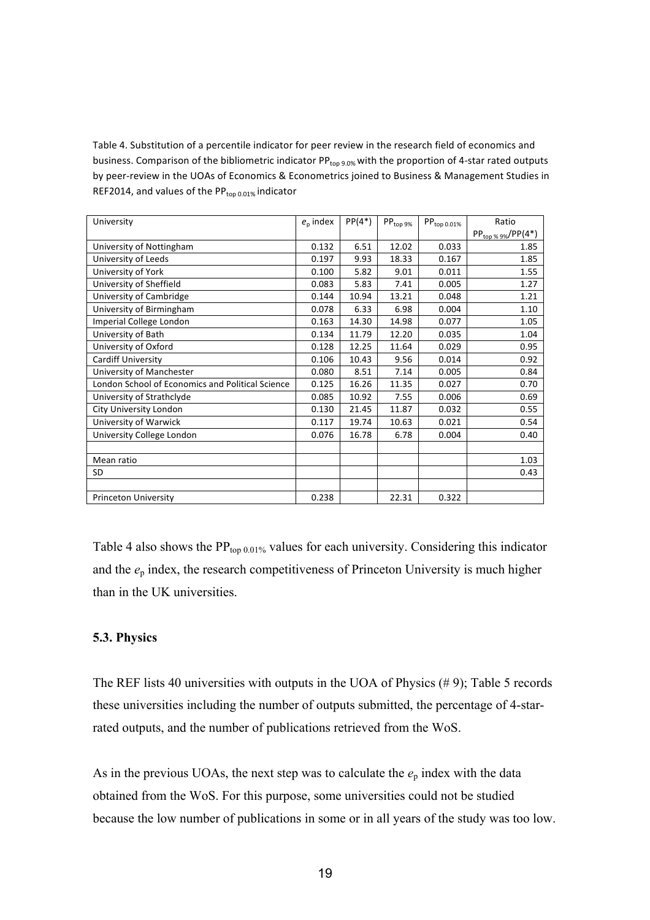Table 4. Substitution of a percentile indicator for peer review in the research field of economics and business. Comparison of the bibliometric indicator $PP_{top\ 9.0\%}$ with the proportion of 4-star rated outputs by peer-review in the UOAs of Economics & Econometrics joined to Business & Management Studies in REF2014, and values of the $PP_{top\ 0.01\%}$ indicator

| University | $e_p$ index | PP(4*) | $PP_{top\ 9\%}$ | $PP_{top\ 0.01\%}$ | Ratio $PP_{top\ \%\ 9\%}$/PP(4*) |
|---|---|---|---|---|---|
| University of Nottingham | 0.132 | 6.51 | 12.02 | 0.033 | 1.85 |
| University of Leeds | 0.197 | 9.93 | 18.33 | 0.167 | 1.85 |
| University of York | 0.100 | 5.82 | 9.01 | 0.011 | 1.55 |
| University of Sheffield | 0.083 | 5.83 | 7.41 | 0.005 | 1.27 |
| University of Cambridge | 0.144 | 10.94 | 13.21 | 0.048 | 1.21 |
| University of Birmingham | 0.078 | 6.33 | 6.98 | 0.004 | 1.10 |
| Imperial College London | 0.163 | 14.30 | 14.98 | 0.077 | 1.05 |
| University of Bath | 0.134 | 11.79 | 12.20 | 0.035 | 1.04 |
| University of Oxford | 0.128 | 12.25 | 11.64 | 0.029 | 0.95 |
| Cardiff University | 0.106 | 10.43 | 9.56 | 0.014 | 0.92 |
| University of Manchester | 0.080 | 8.51 | 7.14 | 0.005 | 0.84 |
| London School of Economics and Political Science | 0.125 | 16.26 | 11.35 | 0.027 | 0.70 |
| University of Strathclyde | 0.085 | 10.92 | 7.55 | 0.006 | 0.69 |
| City University London | 0.130 | 21.45 | 11.87 | 0.032 | 0.55 |
| University of Warwick | 0.117 | 19.74 | 10.63 | 0.021 | 0.54 |
| University College London | 0.076 | 16.78 | 6.78 | 0.004 | 0.40 |
| | | | | | |
| Mean ratio | | | | | 1.03 |
| SD | | | | | 0.43 |
| | | | | | |
| Princeton University | 0.238 | | 22.31 | 0.322 | |

Table 4 also shows the $PP_{top\ 0.01\%}$ values for each university. Considering this indicator and the $e_p$ index, the research competitiveness of Princeton University is much higher than in the UK universities.

### 5.3. Physics

The REF lists 40 universities with outputs in the UOA of Physics (# 9); Table 5 records these universities including the number of outputs submitted, the percentage of 4-star-rated outputs, and the number of publications retrieved from the WoS.

As in the previous UOAs, the next step was to calculate the $e_p$ index with the data obtained from the WoS. For this purpose, some universities could not be studied because the low number of publications in some or in all years of the study was too low.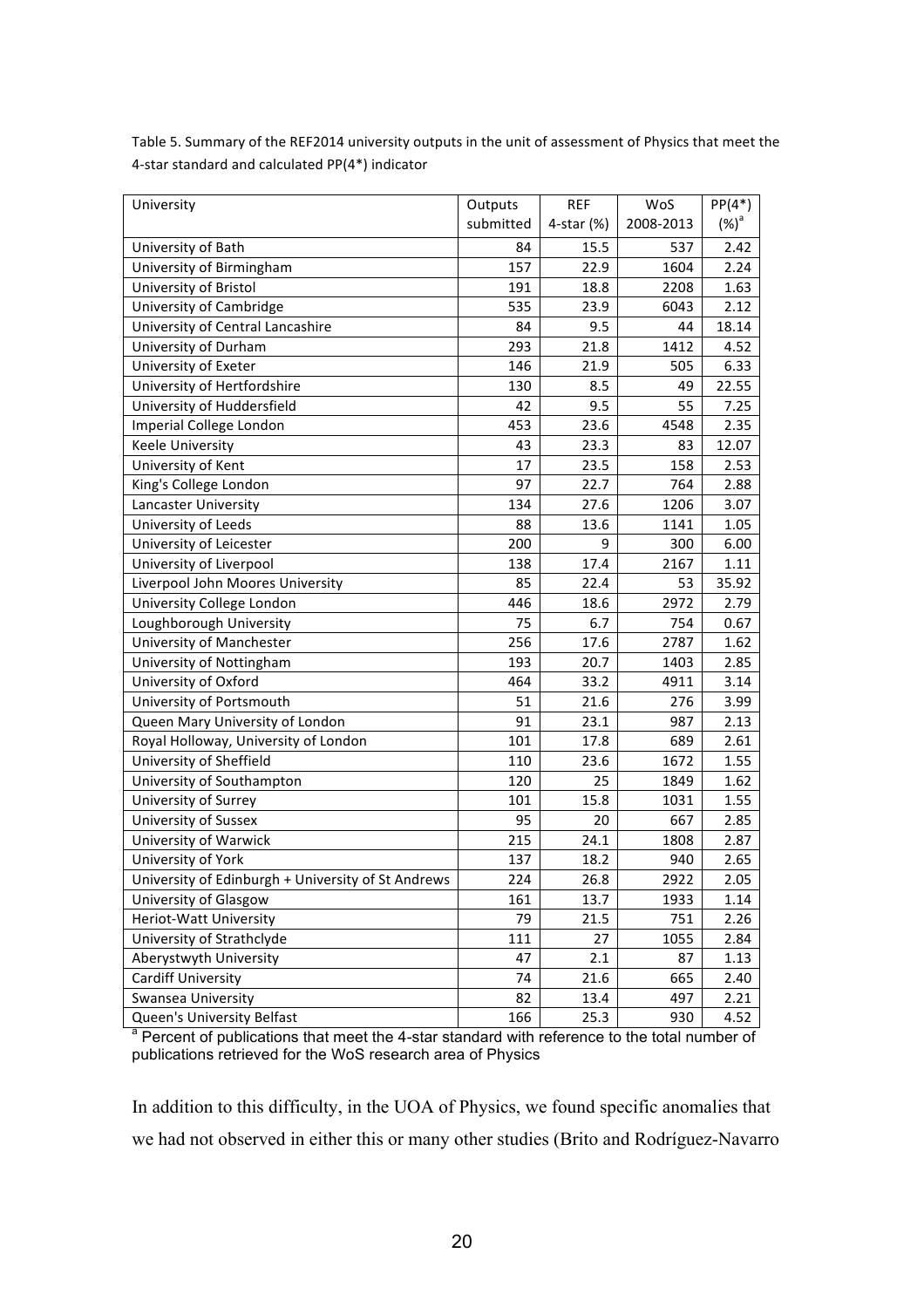Table 5. Summary of the REF2014 university outputs in the unit of assessment of Physics that meet the 4-star standard and calculated PP(4*) indicator

| University | Outputs submitted | REF 4-star (%) | WoS 2008-2013 | PP(4*) (%)[a] |
|---|---|---|---|---|
| University of Bath | 84 | 15.5 | 537 | 2.42 |
| University of Birmingham | 157 | 22.9 | 1604 | 2.24 |
| University of Bristol | 191 | 18.8 | 2208 | 1.63 |
| University of Cambridge | 535 | 23.9 | 6043 | 2.12 |
| University of Central Lancashire | 84 | 9.5 | 44 | 18.14 |
| University of Durham | 293 | 21.8 | 1412 | 4.52 |
| University of Exeter | 146 | 21.9 | 505 | 6.33 |
| University of Hertfordshire | 130 | 8.5 | 49 | 22.55 |
| University of Huddersfield | 42 | 9.5 | 55 | 7.25 |
| Imperial College London | 453 | 23.6 | 4548 | 2.35 |
| Keele University | 43 | 23.3 | 83 | 12.07 |
| University of Kent | 17 | 23.5 | 158 | 2.53 |
| King's College London | 97 | 22.7 | 764 | 2.88 |
| Lancaster University | 134 | 27.6 | 1206 | 3.07 |
| University of Leeds | 88 | 13.6 | 1141 | 1.05 |
| University of Leicester | 200 | 9 | 300 | 6.00 |
| University of Liverpool | 138 | 17.4 | 2167 | 1.11 |
| Liverpool John Moores University | 85 | 22.4 | 53 | 35.92 |
| University College London | 446 | 18.6 | 2972 | 2.79 |
| Loughborough University | 75 | 6.7 | 754 | 0.67 |
| University of Manchester | 256 | 17.6 | 2787 | 1.62 |
| University of Nottingham | 193 | 20.7 | 1403 | 2.85 |
| University of Oxford | 464 | 33.2 | 4911 | 3.14 |
| University of Portsmouth | 51 | 21.6 | 276 | 3.99 |
| Queen Mary University of London | 91 | 23.1 | 987 | 2.13 |
| Royal Holloway, University of London | 101 | 17.8 | 689 | 2.61 |
| University of Sheffield | 110 | 23.6 | 1672 | 1.55 |
| University of Southampton | 120 | 25 | 1849 | 1.62 |
| University of Surrey | 101 | 15.8 | 1031 | 1.55 |
| University of Sussex | 95 | 20 | 667 | 2.85 |
| University of Warwick | 215 | 24.1 | 1808 | 2.87 |
| University of York | 137 | 18.2 | 940 | 2.65 |
| University of Edinburgh + University of St Andrews | 224 | 26.8 | 2922 | 2.05 |
| University of Glasgow | 161 | 13.7 | 1933 | 1.14 |
| Heriot-Watt University | 79 | 21.5 | 751 | 2.26 |
| University of Strathclyde | 111 | 27 | 1055 | 2.84 |
| Aberystwyth University | 47 | 2.1 | 87 | 1.13 |
| Cardiff University | 74 | 21.6 | 665 | 2.40 |
| Swansea University | 82 | 13.4 | 497 | 2.21 |
| Queen's University Belfast | 166 | 25.3 | 930 | 4.52 |

[a] Percent of publications that meet the 4-star standard with reference to the total number of publications retrieved for the WoS research area of Physics

In addition to this difficulty, in the UOA of Physics, we found specific anomalies that we had not observed in either this or many other studies (Brito and Rodríguez-Navarro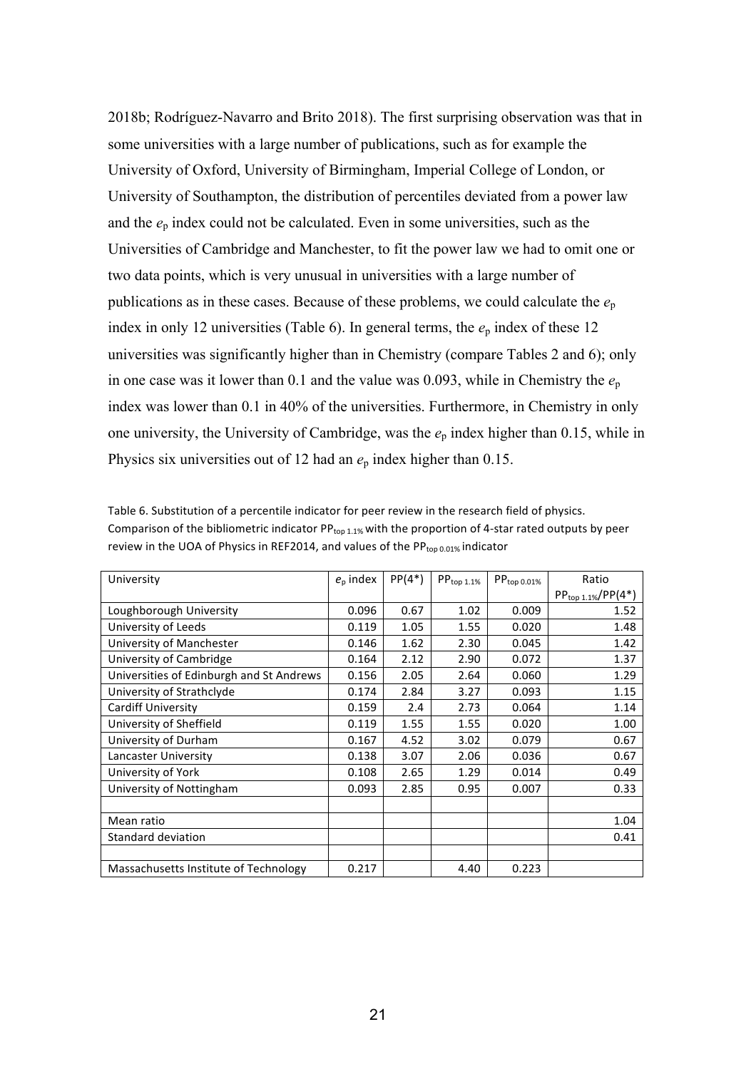2018b; Rodríguez-Navarro and Brito 2018). The first surprising observation was that in some universities with a large number of publications, such as for example the University of Oxford, University of Birmingham, Imperial College of London, or University of Southampton, the distribution of percentiles deviated from a power law and the $e_p$ index could not be calculated. Even in some universities, such as the Universities of Cambridge and Manchester, to fit the power law we had to omit one or two data points, which is very unusual in universities with a large number of publications as in these cases. Because of these problems, we could calculate the $e_p$ index in only 12 universities (Table 6). In general terms, the $e_p$ index of these 12 universities was significantly higher than in Chemistry (compare Tables 2 and 6); only in one case was it lower than 0.1 and the value was 0.093, while in Chemistry the $e_p$ index was lower than 0.1 in 40% of the universities. Furthermore, in Chemistry in only one university, the University of Cambridge, was the $e_p$ index higher than 0.15, while in Physics six universities out of 12 had an $e_p$ index higher than 0.15.

Table 6. Substitution of a percentile indicator for peer review in the research field of physics. Comparison of the bibliometric indicator $PP_{top\ 1.1\%}$ with the proportion of 4-star rated outputs by peer review in the UOA of Physics in REF2014, and values of the $PP_{top\ 0.01\%}$ indicator

| University | $e_p$ index | PP(4*) | $PP_{top\ 1.1\%}$ | $PP_{top\ 0.01\%}$ | Ratio $PP_{top\ 1.1\%}$/PP(4*) |
|---|---|---|---|---|---|
| Loughborough University | 0.096 | 0.67 | 1.02 | 0.009 | 1.52 |
| University of Leeds | 0.119 | 1.05 | 1.55 | 0.020 | 1.48 |
| University of Manchester | 0.146 | 1.62 | 2.30 | 0.045 | 1.42 |
| University of Cambridge | 0.164 | 2.12 | 2.90 | 0.072 | 1.37 |
| Universities of Edinburgh and St Andrews | 0.156 | 2.05 | 2.64 | 0.060 | 1.29 |
| University of Strathclyde | 0.174 | 2.84 | 3.27 | 0.093 | 1.15 |
| Cardiff University | 0.159 | 2.4 | 2.73 | 0.064 | 1.14 |
| University of Sheffield | 0.119 | 1.55 | 1.55 | 0.020 | 1.00 |
| University of Durham | 0.167 | 4.52 | 3.02 | 0.079 | 0.67 |
| Lancaster University | 0.138 | 3.07 | 2.06 | 0.036 | 0.67 |
| University of York | 0.108 | 2.65 | 1.29 | 0.014 | 0.49 |
| University of Nottingham | 0.093 | 2.85 | 0.95 | 0.007 | 0.33 |
| | | | | | |
| Mean ratio | | | | | 1.04 |
| Standard deviation | | | | | 0.41 |
| | | | | | |
| Massachusetts Institute of Technology | 0.217 | | 4.40 | 0.223 | |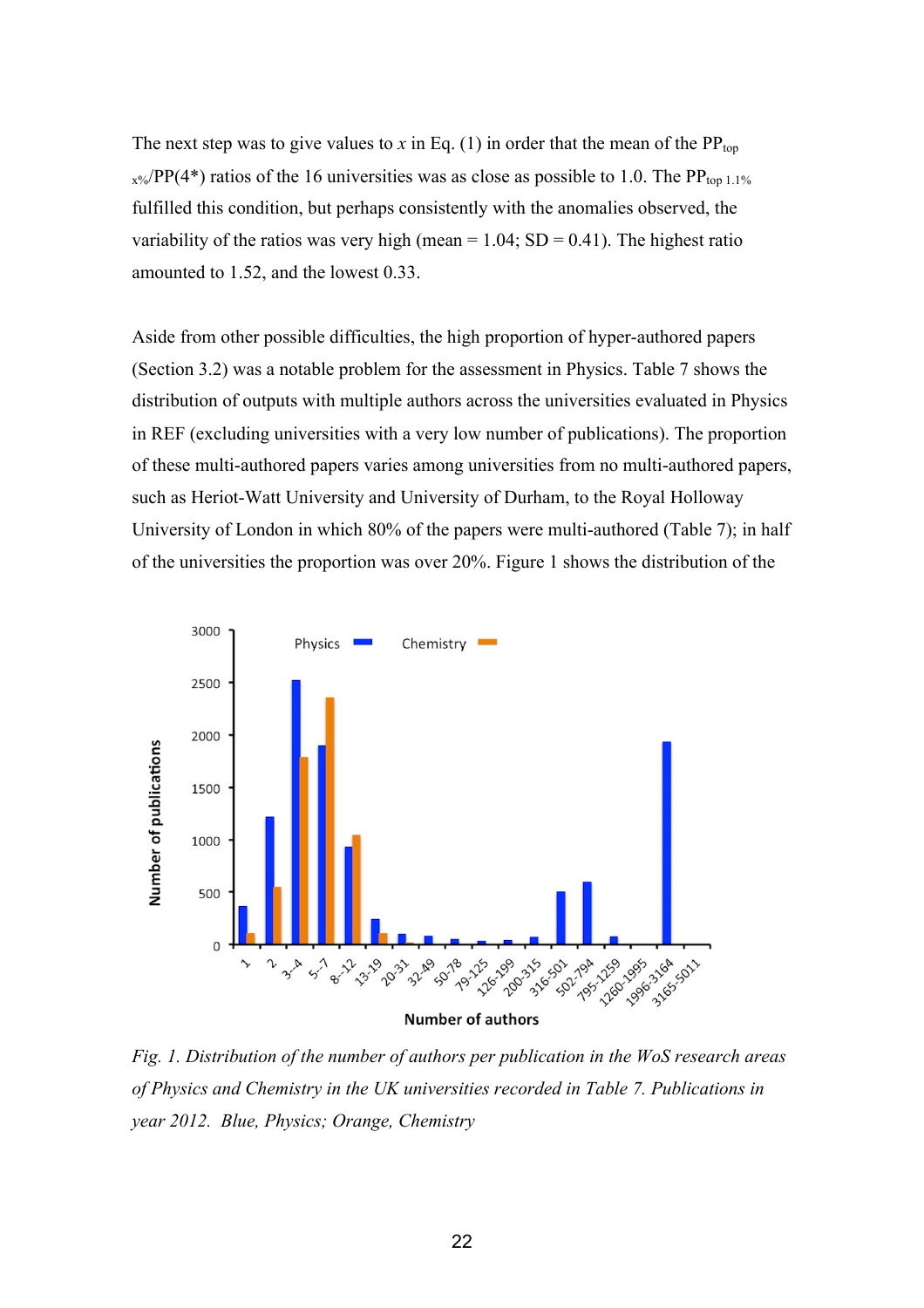The next step was to give values to $x$ in Eq. (1) in order that the mean of the $PP_{top\ x\%}/PP(4^*)$ ratios of the 16 universities was as close as possible to 1.0. The $PP_{top\ 1.1\%}$ fulfilled this condition, but perhaps consistently with the anomalies observed, the variability of the ratios was very high (mean = 1.04; SD = 0.41). The highest ratio amounted to 1.52, and the lowest 0.33.

Aside from other possible difficulties, the high proportion of hyper-authored papers (Section 3.2) was a notable problem for the assessment in Physics. Table 7 shows the distribution of outputs with multiple authors across the universities evaluated in Physics in REF (excluding universities with a very low number of publications). The proportion of these multi-authored papers varies among universities from no multi-authored papers, such as Heriot-Watt University and University of Durham, to the Royal Holloway University of London in which 80% of the papers were multi-authored (Table 7); in half of the universities the proportion was over 20%. Figure 1 shows the distribution of the

*Fig. 1. Distribution of the number of authors per publication in the WoS research areas of Physics and Chemistry in the UK universities recorded in Table 7. Publications in year 2012. Blue, Physics; Orange, Chemistry*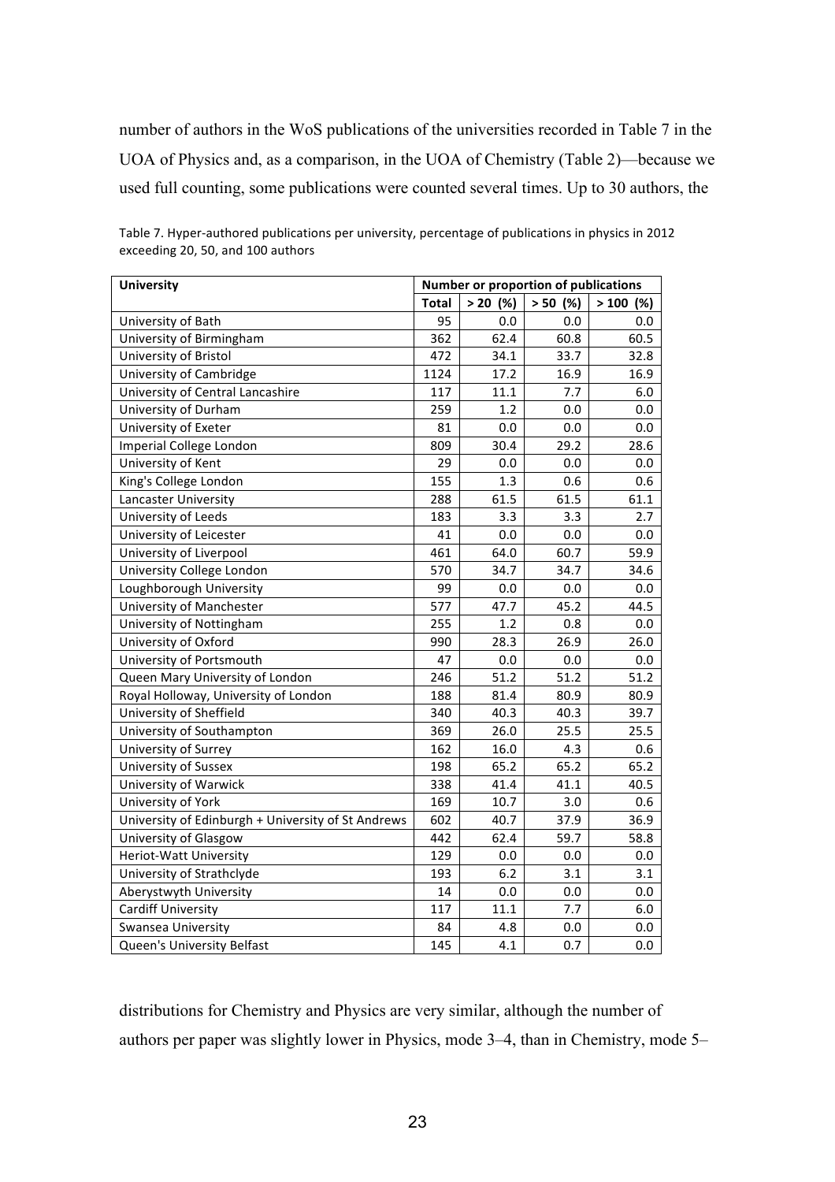number of authors in the WoS publications of the universities recorded in Table 7 in the UOA of Physics and, as a comparison, in the UOA of Chemistry (Table 2)—because we used full counting, some publications were counted several times. Up to 30 authors, the

Table 7. Hyper-authored publications per university, percentage of publications in physics in 2012 exceeding 20, 50, and 100 authors

| University | Number or proportion of publications | | | |
|---|---|---|---|---|
| | Total | > 20 (%) | > 50 (%) | > 100 (%) |
| University of Bath | 95 | 0.0 | 0.0 | 0.0 |
| University of Birmingham | 362 | 62.4 | 60.8 | 60.5 |
| University of Bristol | 472 | 34.1 | 33.7 | 32.8 |
| University of Cambridge | 1124 | 17.2 | 16.9 | 16.9 |
| University of Central Lancashire | 117 | 11.1 | 7.7 | 6.0 |
| University of Durham | 259 | 1.2 | 0.0 | 0.0 |
| University of Exeter | 81 | 0.0 | 0.0 | 0.0 |
| Imperial College London | 809 | 30.4 | 29.2 | 28.6 |
| University of Kent | 29 | 0.0 | 0.0 | 0.0 |
| King's College London | 155 | 1.3 | 0.6 | 0.6 |
| Lancaster University | 288 | 61.5 | 61.5 | 61.1 |
| University of Leeds | 183 | 3.3 | 3.3 | 2.7 |
| University of Leicester | 41 | 0.0 | 0.0 | 0.0 |
| University of Liverpool | 461 | 64.0 | 60.7 | 59.9 |
| University College London | 570 | 34.7 | 34.7 | 34.6 |
| Loughborough University | 99 | 0.0 | 0.0 | 0.0 |
| University of Manchester | 577 | 47.7 | 45.2 | 44.5 |
| University of Nottingham | 255 | 1.2 | 0.8 | 0.0 |
| University of Oxford | 990 | 28.3 | 26.9 | 26.0 |
| University of Portsmouth | 47 | 0.0 | 0.0 | 0.0 |
| Queen Mary University of London | 246 | 51.2 | 51.2 | 51.2 |
| Royal Holloway, University of London | 188 | 81.4 | 80.9 | 80.9 |
| University of Sheffield | 340 | 40.3 | 40.3 | 39.7 |
| University of Southampton | 369 | 26.0 | 25.5 | 25.5 |
| University of Surrey | 162 | 16.0 | 4.3 | 0.6 |
| University of Sussex | 198 | 65.2 | 65.2 | 65.2 |
| University of Warwick | 338 | 41.4 | 41.1 | 40.5 |
| University of York | 169 | 10.7 | 3.0 | 0.6 |
| University of Edinburgh + University of St Andrews | 602 | 40.7 | 37.9 | 36.9 |
| University of Glasgow | 442 | 62.4 | 59.7 | 58.8 |
| Heriot-Watt University | 129 | 0.0 | 0.0 | 0.0 |
| University of Strathclyde | 193 | 6.2 | 3.1 | 3.1 |
| Aberystwyth University | 14 | 0.0 | 0.0 | 0.0 |
| Cardiff University | 117 | 11.1 | 7.7 | 6.0 |
| Swansea University | 84 | 4.8 | 0.0 | 0.0 |
| Queen's University Belfast | 145 | 4.1 | 0.7 | 0.0 |

distributions for Chemistry and Physics are very similar, although the number of authors per paper was slightly lower in Physics, mode 3–4, than in Chemistry, mode 5–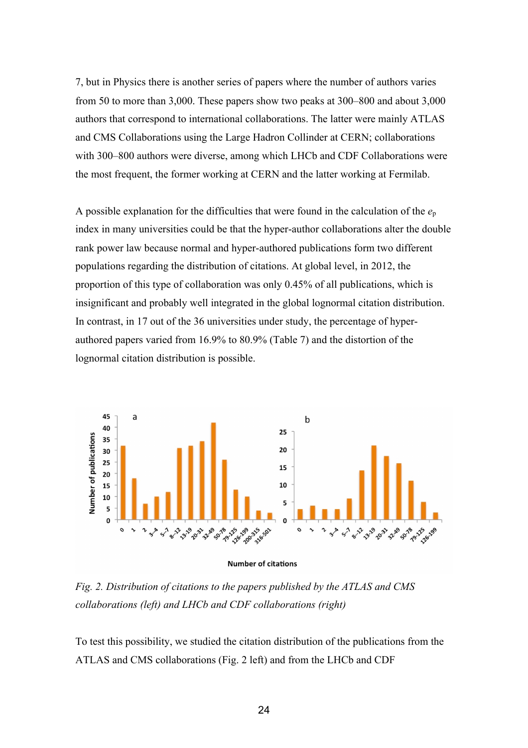7, but in Physics there is another series of papers where the number of authors varies from 50 to more than 3,000. These papers show two peaks at 300–800 and about 3,000 authors that correspond to international collaborations. The latter were mainly ATLAS and CMS Collaborations using the Large Hadron Collinder at CERN; collaborations with 300–800 authors were diverse, among which LHCb and CDF Collaborations were the most frequent, the former working at CERN and the latter working at Fermilab.

A possible explanation for the difficulties that were found in the calculation of the $e_p$ index in many universities could be that the hyper-author collaborations alter the double rank power law because normal and hyper-authored publications form two different populations regarding the distribution of citations. At global level, in 2012, the proportion of this type of collaboration was only 0.45% of all publications, which is insignificant and probably well integrated in the global lognormal citation distribution. In contrast, in 17 out of the 36 universities under study, the percentage of hyper-authored papers varied from 16.9% to 80.9% (Table 7) and the distortion of the lognormal citation distribution is possible.

*Fig. 2. Distribution of citations to the papers published by the ATLAS and CMS collaborations (left) and LHCb and CDF collaborations (right)*

To test this possibility, we studied the citation distribution of the publications from the ATLAS and CMS collaborations (Fig. 2 left) and from the LHCb and CDF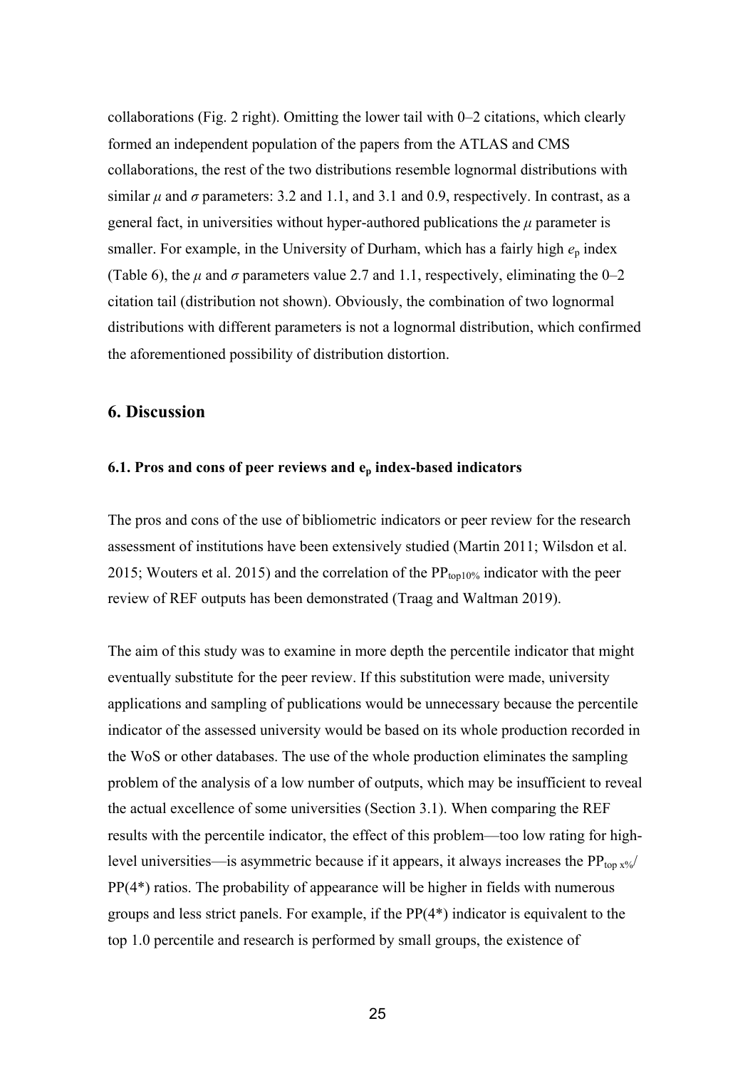collaborations (Fig. 2 right). Omitting the lower tail with 0–2 citations, which clearly formed an independent population of the papers from the ATLAS and CMS collaborations, the rest of the two distributions resemble lognormal distributions with similar $\mu$ and $\sigma$ parameters: 3.2 and 1.1, and 3.1 and 0.9, respectively. In contrast, as a general fact, in universities without hyper-authored publications the $\mu$ parameter is smaller. For example, in the University of Durham, which has a fairly high $e_p$ index (Table 6), the $\mu$ and $\sigma$ parameters value 2.7 and 1.1, respectively, eliminating the 0–2 citation tail (distribution not shown). Obviously, the combination of two lognormal distributions with different parameters is not a lognormal distribution, which confirmed the aforementioned possibility of distribution distortion.

## 6. Discussion

### 6.1. Pros and cons of peer reviews and $e_p$ index-based indicators

The pros and cons of the use of bibliometric indicators or peer review for the research assessment of institutions have been extensively studied (Martin 2011; Wilsdon et al. 2015; Wouters et al. 2015) and the correlation of the $PP_{top10\%}$ indicator with the peer review of REF outputs has been demonstrated (Traag and Waltman 2019).

The aim of this study was to examine in more depth the percentile indicator that might eventually substitute for the peer review. If this substitution were made, university applications and sampling of publications would be unnecessary because the percentile indicator of the assessed university would be based on its whole production recorded in the WoS or other databases. The use of the whole production eliminates the sampling problem of the analysis of a low number of outputs, which may be insufficient to reveal the actual excellence of some universities (Section 3.1). When comparing the REF results with the percentile indicator, the effect of this problem—too low rating for high-level universities—is asymmetric because if it appears, it always increases the $PP_{top\ x\%}$/ PP(4*) ratios. The probability of appearance will be higher in fields with numerous groups and less strict panels. For example, if the PP(4*) indicator is equivalent to the top 1.0 percentile and research is performed by small groups, the existence of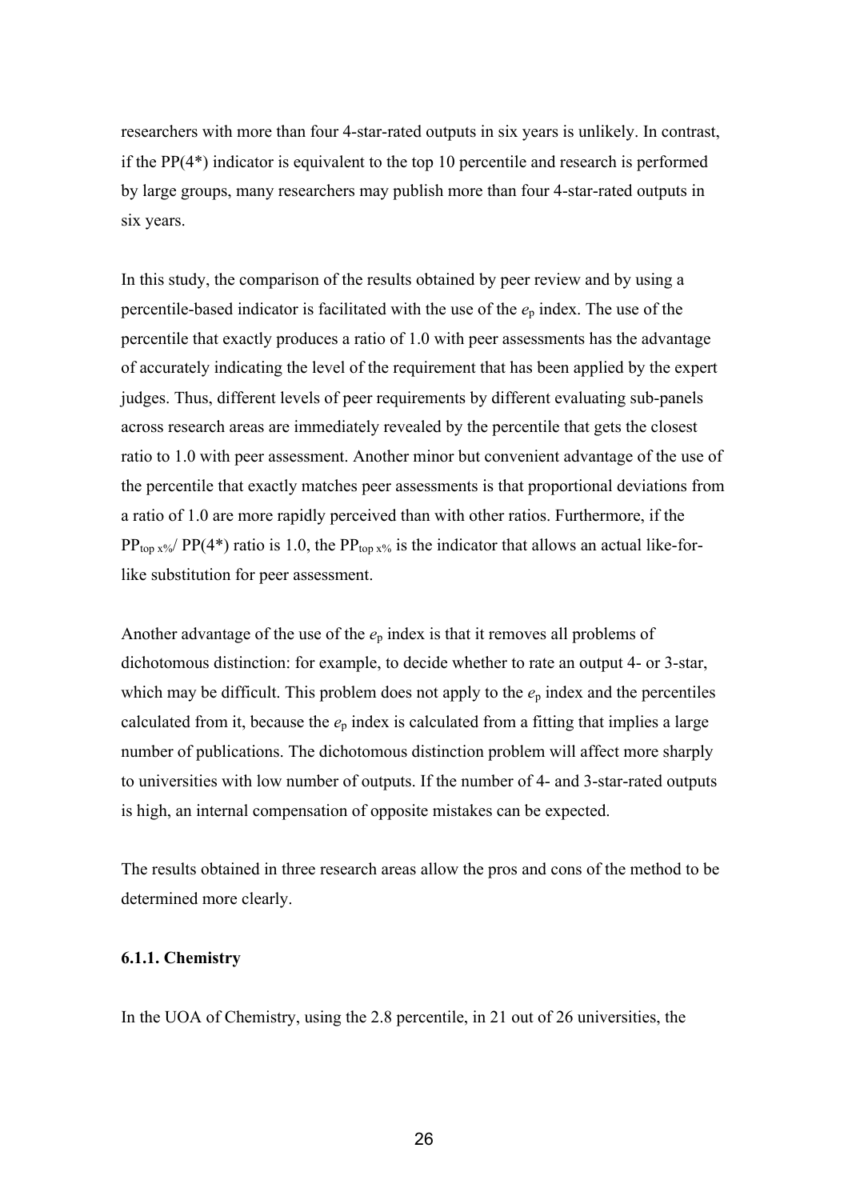researchers with more than four 4-star-rated outputs in six years is unlikely. In contrast, if the PP(4*) indicator is equivalent to the top 10 percentile and research is performed by large groups, many researchers may publish more than four 4-star-rated outputs in six years.

In this study, the comparison of the results obtained by peer review and by using a percentile-based indicator is facilitated with the use of the $e_p$ index. The use of the percentile that exactly produces a ratio of 1.0 with peer assessments has the advantage of accurately indicating the level of the requirement that has been applied by the expert judges. Thus, different levels of peer requirements by different evaluating sub-panels across research areas are immediately revealed by the percentile that gets the closest ratio to 1.0 with peer assessment. Another minor but convenient advantage of the use of the percentile that exactly matches peer assessments is that proportional deviations from a ratio of 1.0 are more rapidly perceived than with other ratios. Furthermore, if the $PP_{top\ x\%}$/ PP(4*) ratio is 1.0, the $PP_{top\ x\%}$ is the indicator that allows an actual like-for-like substitution for peer assessment.

Another advantage of the use of the $e_p$ index is that it removes all problems of dichotomous distinction: for example, to decide whether to rate an output 4- or 3-star, which may be difficult. This problem does not apply to the $e_p$ index and the percentiles calculated from it, because the $e_p$ index is calculated from a fitting that implies a large number of publications. The dichotomous distinction problem will affect more sharply to universities with low number of outputs. If the number of 4- and 3-star-rated outputs is high, an internal compensation of opposite mistakes can be expected.

The results obtained in three research areas allow the pros and cons of the method to be determined more clearly.

#### 6.1.1. Chemistry

In the UOA of Chemistry, using the 2.8 percentile, in 21 out of 26 universities, the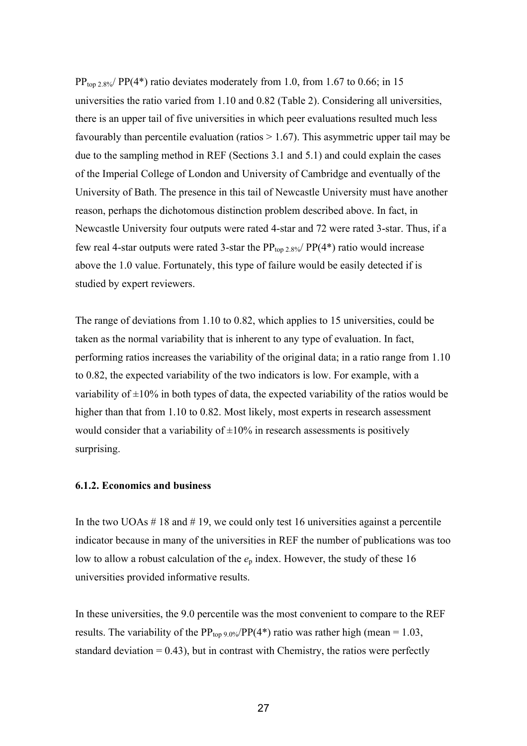$PP_{top\ 2.8\%}$/ PP(4*) ratio deviates moderately from 1.0, from 1.67 to 0.66; in 15 universities the ratio varied from 1.10 and 0.82 (Table 2). Considering all universities, there is an upper tail of five universities in which peer evaluations resulted much less favourably than percentile evaluation (ratios > 1.67). This asymmetric upper tail may be due to the sampling method in REF (Sections 3.1 and 5.1) and could explain the cases of the Imperial College of London and University of Cambridge and eventually of the University of Bath. The presence in this tail of Newcastle University must have another reason, perhaps the dichotomous distinction problem described above. In fact, in Newcastle University four outputs were rated 4-star and 72 were rated 3-star. Thus, if a few real 4-star outputs were rated 3-star the $PP_{top\ 2.8\%}$/ PP(4*) ratio would increase above the 1.0 value. Fortunately, this type of failure would be easily detected if is studied by expert reviewers.

The range of deviations from 1.10 to 0.82, which applies to 15 universities, could be taken as the normal variability that is inherent to any type of evaluation. In fact, performing ratios increases the variability of the original data; in a ratio range from 1.10 to 0.82, the expected variability of the two indicators is low. For example, with a variability of ±10% in both types of data, the expected variability of the ratios would be higher than that from 1.10 to 0.82. Most likely, most experts in research assessment would consider that a variability of ±10% in research assessments is positively surprising.

#### 6.1.2. Economics and business

In the two UOAs # 18 and # 19, we could only test 16 universities against a percentile indicator because in many of the universities in REF the number of publications was too low to allow a robust calculation of the $e_p$ index. However, the study of these 16 universities provided informative results.

In these universities, the 9.0 percentile was the most convenient to compare to the REF results. The variability of the $PP_{top\ 9.0\%}$/PP(4*) ratio was rather high (mean = 1.03, standard deviation = 0.43), but in contrast with Chemistry, the ratios were perfectly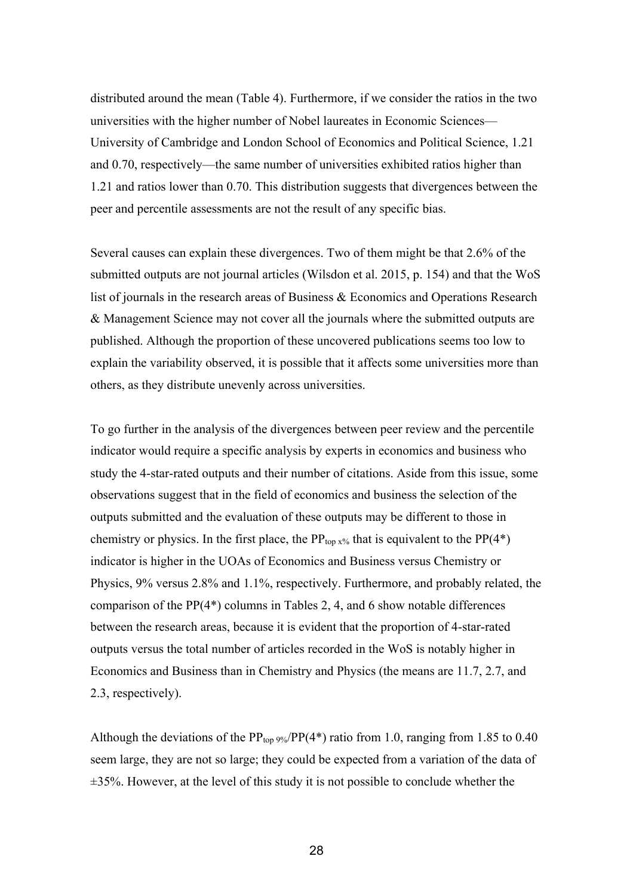distributed around the mean (Table 4). Furthermore, if we consider the ratios in the two universities with the higher number of Nobel laureates in Economic Sciences—University of Cambridge and London School of Economics and Political Science, 1.21 and 0.70, respectively—the same number of universities exhibited ratios higher than 1.21 and ratios lower than 0.70. This distribution suggests that divergences between the peer and percentile assessments are not the result of any specific bias.

Several causes can explain these divergences. Two of them might be that 2.6% of the submitted outputs are not journal articles (Wilsdon et al. 2015, p. 154) and that the WoS list of journals in the research areas of Business & Economics and Operations Research & Management Science may not cover all the journals where the submitted outputs are published. Although the proportion of these uncovered publications seems too low to explain the variability observed, it is possible that it affects some universities more than others, as they distribute unevenly across universities.

To go further in the analysis of the divergences between peer review and the percentile indicator would require a specific analysis by experts in economics and business who study the 4-star-rated outputs and their number of citations. Aside from this issue, some observations suggest that in the field of economics and business the selection of the outputs submitted and the evaluation of these outputs may be different to those in chemistry or physics. In the first place, the $PP_{top\ x\%}$ that is equivalent to the PP(4*) indicator is higher in the UOAs of Economics and Business versus Chemistry or Physics, 9% versus 2.8% and 1.1%, respectively. Furthermore, and probably related, the comparison of the PP(4*) columns in Tables 2, 4, and 6 show notable differences between the research areas, because it is evident that the proportion of 4-star-rated outputs versus the total number of articles recorded in the WoS is notably higher in Economics and Business than in Chemistry and Physics (the means are 11.7, 2.7, and 2.3, respectively).

Although the deviations of the $PP_{top\ 9\%}$/PP(4*) ratio from 1.0, ranging from 1.85 to 0.40 seem large, they are not so large; they could be expected from a variation of the data of ±35%. However, at the level of this study it is not possible to conclude whether the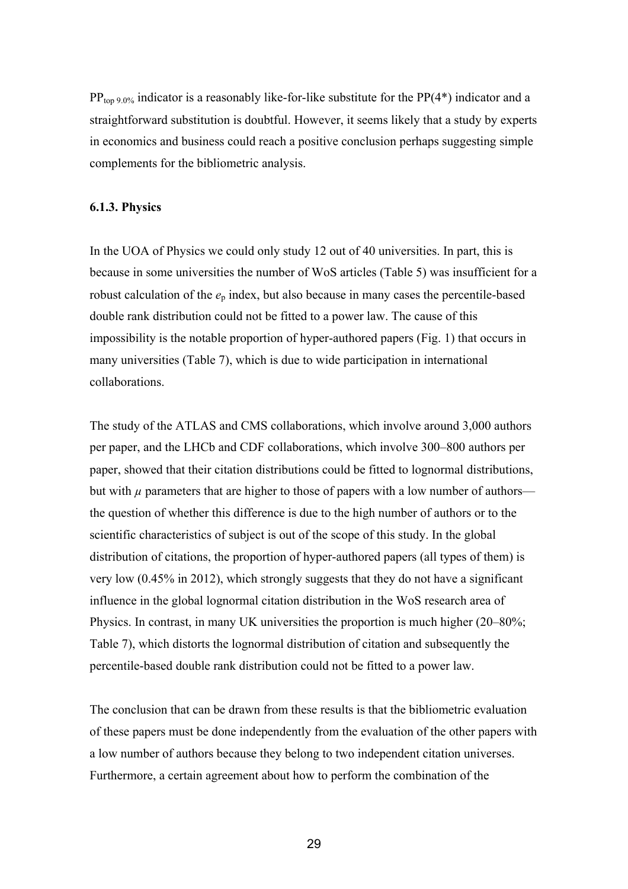$PP_{top\ 9.0\%}$ indicator is a reasonably like-for-like substitute for the PP(4*) indicator and a straightforward substitution is doubtful. However, it seems likely that a study by experts in economics and business could reach a positive conclusion perhaps suggesting simple complements for the bibliometric analysis.

### 6.1.3. Physics

In the UOA of Physics we could only study 12 out of 40 universities. In part, this is because in some universities the number of WoS articles (Table 5) was insufficient for a robust calculation of the $e_p$ index, but also because in many cases the percentile-based double rank distribution could not be fitted to a power law. The cause of this impossibility is the notable proportion of hyper-authored papers (Fig. 1) that occurs in many universities (Table 7), which is due to wide participation in international collaborations.

The study of the ATLAS and CMS collaborations, which involve around 3,000 authors per paper, and the LHCb and CDF collaborations, which involve 300–800 authors per paper, showed that their citation distributions could be fitted to lognormal distributions, but with $\mu$ parameters that are higher to those of papers with a low number of authors—the question of whether this difference is due to the high number of authors or to the scientific characteristics of subject is out of the scope of this study. In the global distribution of citations, the proportion of hyper-authored papers (all types of them) is very low (0.45% in 2012), which strongly suggests that they do not have a significant influence in the global lognormal citation distribution in the WoS research area of Physics. In contrast, in many UK universities the proportion is much higher (20–80%; Table 7), which distorts the lognormal distribution of citation and subsequently the percentile-based double rank distribution could not be fitted to a power law.

The conclusion that can be drawn from these results is that the bibliometric evaluation of these papers must be done independently from the evaluation of the other papers with a low number of authors because they belong to two independent citation universes. Furthermore, a certain agreement about how to perform the combination of the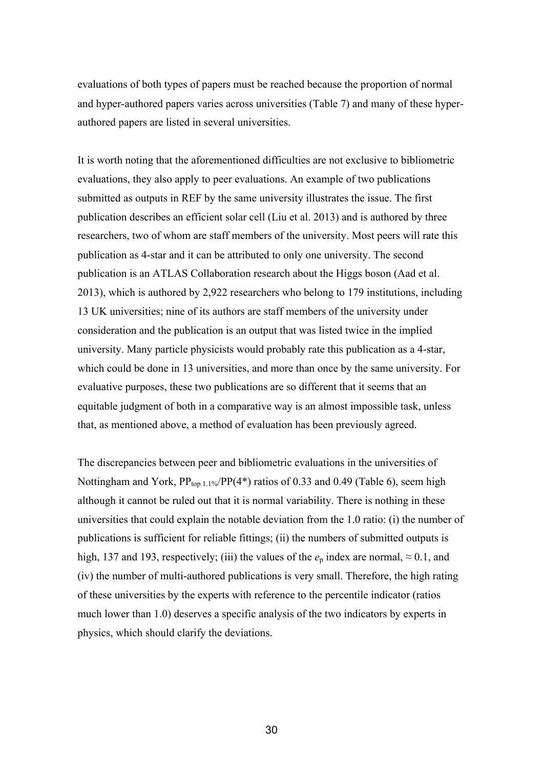evaluations of both types of papers must be reached because the proportion of normal and hyper-authored papers varies across universities (Table 7) and many of these hyper-authored papers are listed in several universities.

It is worth noting that the aforementioned difficulties are not exclusive to bibliometric evaluations, they also apply to peer evaluations. An example of two publications submitted as outputs in REF by the same university illustrates the issue. The first publication describes an efficient solar cell (Liu et al. 2013) and is authored by three researchers, two of whom are staff members of the university. Most peers will rate this publication as 4-star and it can be attributed to only one university. The second publication is an ATLAS Collaboration research about the Higgs boson (Aad et al. 2013), which is authored by 2,922 researchers who belong to 179 institutions, including 13 UK universities; nine of its authors are staff members of the university under consideration and the publication is an output that was listed twice in the implied university. Many particle physicists would probably rate this publication as a 4-star, which could be done in 13 universities, and more than once by the same university. For evaluative purposes, these two publications are so different that it seems that an equitable judgment of both in a comparative way is an almost impossible task, unless that, as mentioned above, a method of evaluation has been previously agreed.

The discrepancies between peer and bibliometric evaluations in the universities of Nottingham and York, $PP_{top\ 1.1\%}/PP(4^*)$ ratios of 0.33 and 0.49 (Table 6), seem high although it cannot be ruled out that it is normal variability. There is nothing in these universities that could explain the notable deviation from the 1.0 ratio: (i) the number of publications is sufficient for reliable fittings; (ii) the numbers of submitted outputs is high, 137 and 193, respectively; (iii) the values of the $e_p$ index are normal, $\approx 0.1$, and (iv) the number of multi-authored publications is very small. Therefore, the high rating of these universities by the experts with reference to the percentile indicator (ratios much lower than 1.0) deserves a specific analysis of the two indicators by experts in physics, which should clarify the deviations.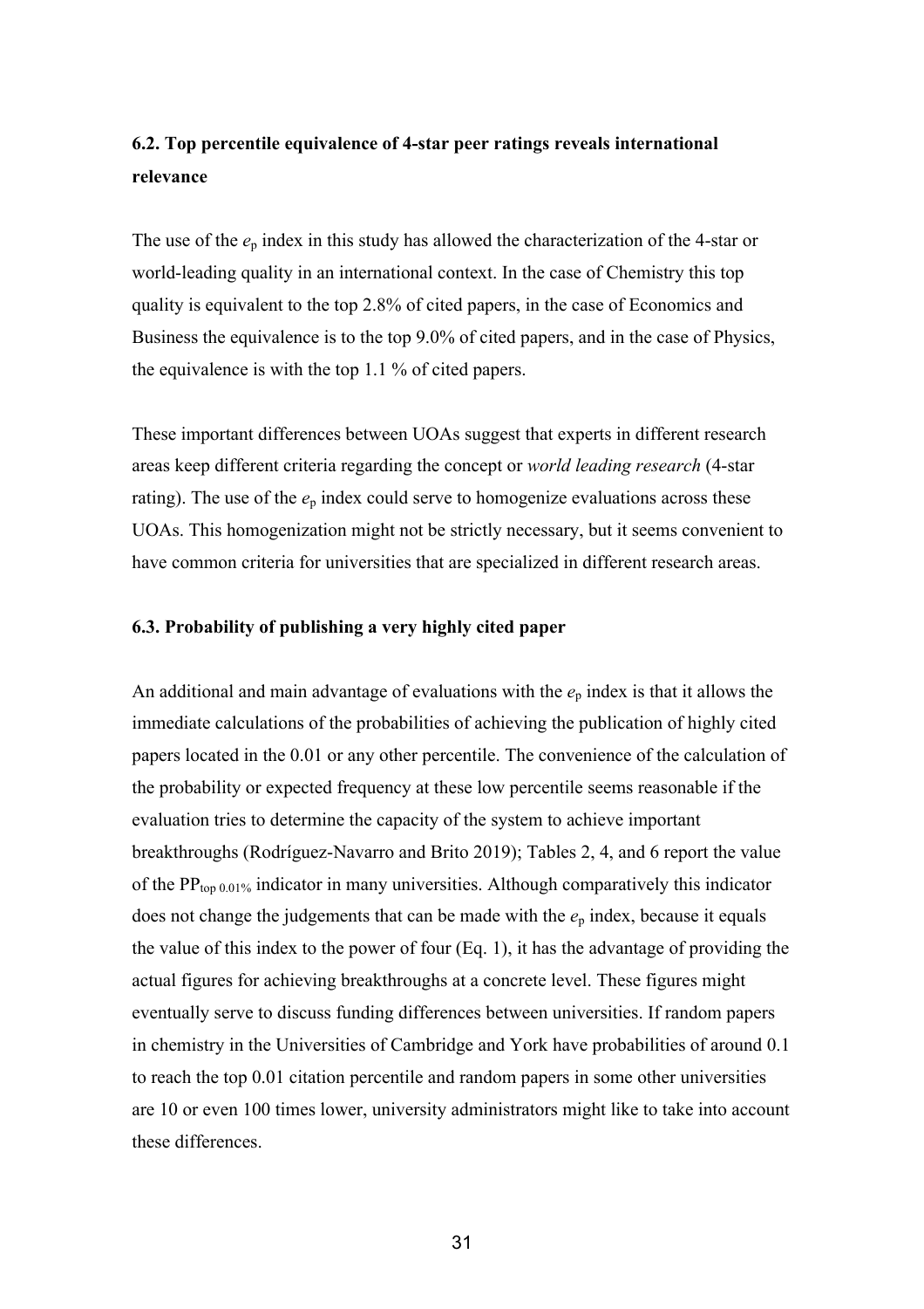### 6.2. Top percentile equivalence of 4-star peer ratings reveals international relevance

The use of the $e_p$ index in this study has allowed the characterization of the 4-star or world-leading quality in an international context. In the case of Chemistry this top quality is equivalent to the top 2.8% of cited papers, in the case of Economics and Business the equivalence is to the top 9.0% of cited papers, and in the case of Physics, the equivalence is with the top 1.1 % of cited papers.

These important differences between UOAs suggest that experts in different research areas keep different criteria regarding the concept or *world leading research* (4-star rating). The use of the $e_p$ index could serve to homogenize evaluations across these UOAs. This homogenization might not be strictly necessary, but it seems convenient to have common criteria for universities that are specialized in different research areas.

### 6.3. Probability of publishing a very highly cited paper

An additional and main advantage of evaluations with the $e_p$ index is that it allows the immediate calculations of the probabilities of achieving the publication of highly cited papers located in the 0.01 or any other percentile. The convenience of the calculation of the probability or expected frequency at these low percentile seems reasonable if the evaluation tries to determine the capacity of the system to achieve important breakthroughs (Rodríguez-Navarro and Brito 2019); Tables 2, 4, and 6 report the value of the $PP_{top\ 0.01\%}$ indicator in many universities. Although comparatively this indicator does not change the judgements that can be made with the $e_p$ index, because it equals the value of this index to the power of four (Eq. 1), it has the advantage of providing the actual figures for achieving breakthroughs at a concrete level. These figures might eventually serve to discuss funding differences between universities. If random papers in chemistry in the Universities of Cambridge and York have probabilities of around 0.1 to reach the top 0.01 citation percentile and random papers in some other universities are 10 or even 100 times lower, university administrators might like to take into account these differences.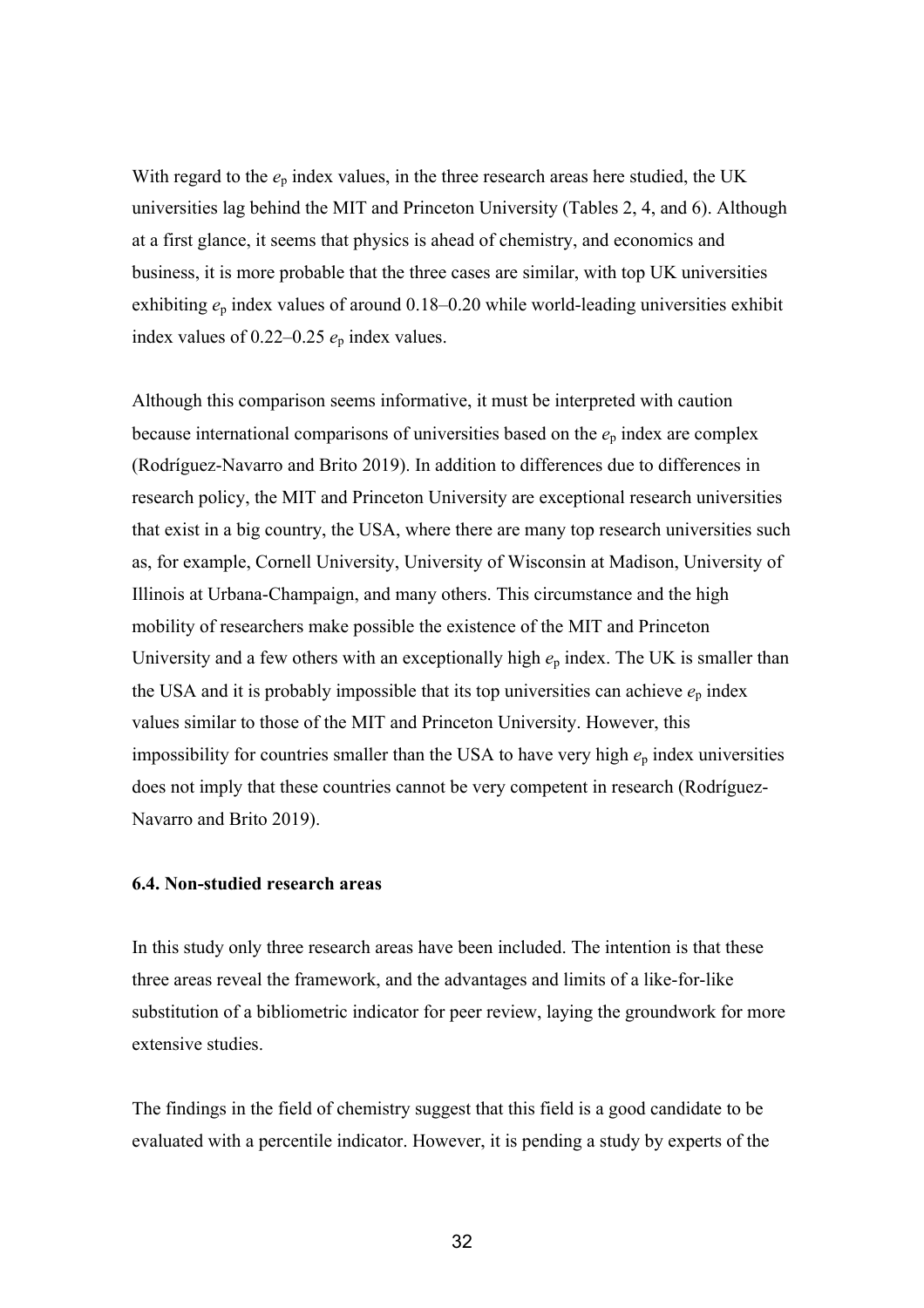With regard to the $e_p$ index values, in the three research areas here studied, the UK universities lag behind the MIT and Princeton University (Tables 2, 4, and 6). Although at a first glance, it seems that physics is ahead of chemistry, and economics and business, it is more probable that the three cases are similar, with top UK universities exhibiting $e_p$ index values of around 0.18–0.20 while world-leading universities exhibit index values of 0.22–0.25 $e_p$ index values.

Although this comparison seems informative, it must be interpreted with caution because international comparisons of universities based on the $e_p$ index are complex (Rodríguez-Navarro and Brito 2019). In addition to differences due to differences in research policy, the MIT and Princeton University are exceptional research universities that exist in a big country, the USA, where there are many top research universities such as, for example, Cornell University, University of Wisconsin at Madison, University of Illinois at Urbana-Champaign, and many others. This circumstance and the high mobility of researchers make possible the existence of the MIT and Princeton University and a few others with an exceptionally high $e_p$ index. The UK is smaller than the USA and it is probably impossible that its top universities can achieve $e_p$ index values similar to those of the MIT and Princeton University. However, this impossibility for countries smaller than the USA to have very high $e_p$ index universities does not imply that these countries cannot be very competent in research (Rodríguez-Navarro and Brito 2019).

### 6.4. Non-studied research areas

In this study only three research areas have been included. The intention is that these three areas reveal the framework, and the advantages and limits of a like-for-like substitution of a bibliometric indicator for peer review, laying the groundwork for more extensive studies.

The findings in the field of chemistry suggest that this field is a good candidate to be evaluated with a percentile indicator. However, it is pending a study by experts of the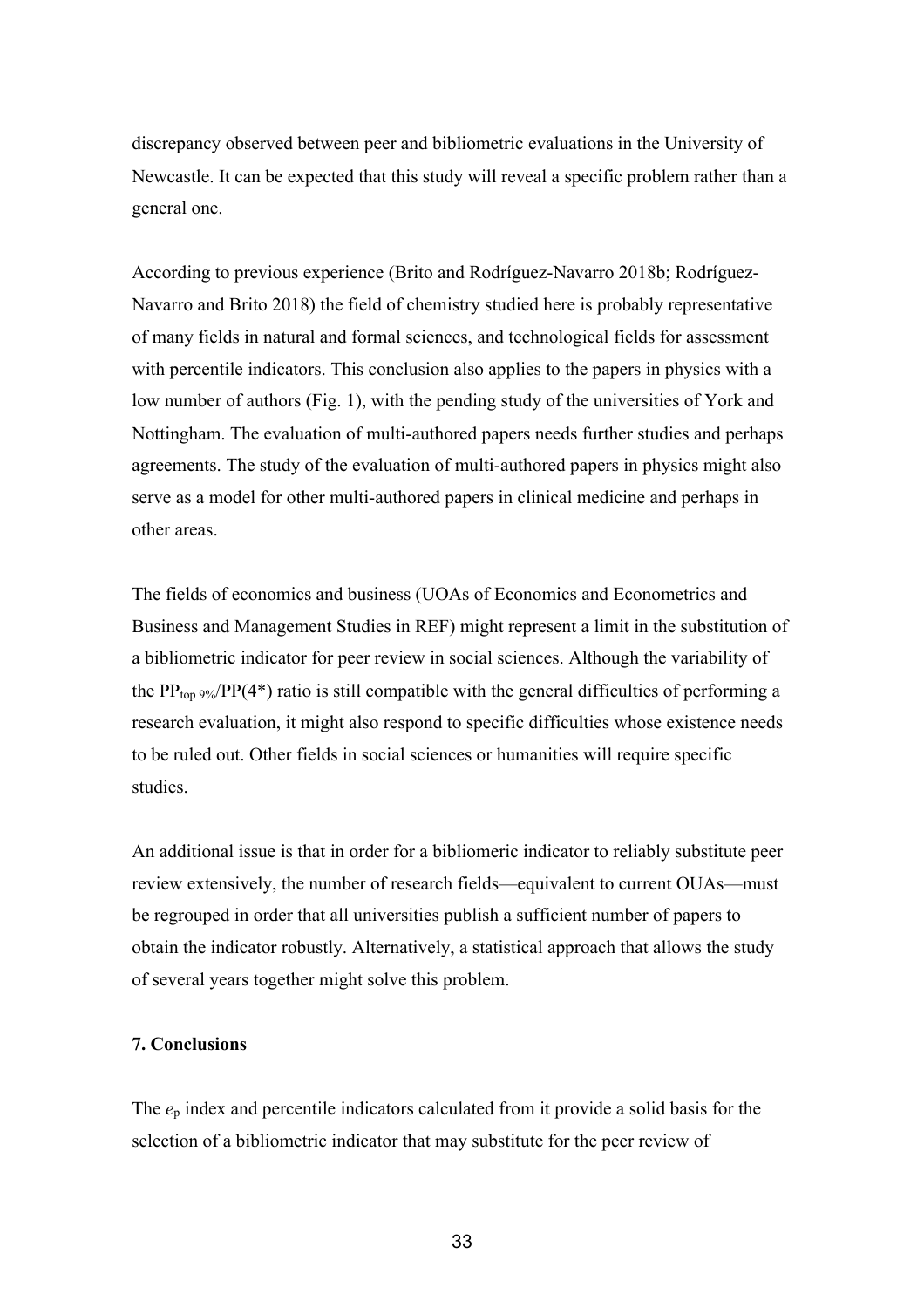discrepancy observed between peer and bibliometric evaluations in the University of Newcastle. It can be expected that this study will reveal a specific problem rather than a general one.

According to previous experience (Brito and Rodríguez-Navarro 2018b; Rodríguez-Navarro and Brito 2018) the field of chemistry studied here is probably representative of many fields in natural and formal sciences, and technological fields for assessment with percentile indicators. This conclusion also applies to the papers in physics with a low number of authors (Fig. 1), with the pending study of the universities of York and Nottingham. The evaluation of multi-authored papers needs further studies and perhaps agreements. The study of the evaluation of multi-authored papers in physics might also serve as a model for other multi-authored papers in clinical medicine and perhaps in other areas.

The fields of economics and business (UOAs of Economics and Econometrics and Business and Management Studies in REF) might represent a limit in the substitution of a bibliometric indicator for peer review in social sciences. Although the variability of the $PP_{top\ 9\%}/PP(4^*)$ ratio is still compatible with the general difficulties of performing a research evaluation, it might also respond to specific difficulties whose existence needs to be ruled out. Other fields in social sciences or humanities will require specific studies.

An additional issue is that in order for a bibliomeric indicator to reliably substitute peer review extensively, the number of research fields—equivalent to current OUAs—must be regrouped in order that all universities publish a sufficient number of papers to obtain the indicator robustly. Alternatively, a statistical approach that allows the study of several years together might solve this problem.

**7. Conclusions**

The $e_p$ index and percentile indicators calculated from it provide a solid basis for the selection of a bibliometric indicator that may substitute for the peer review of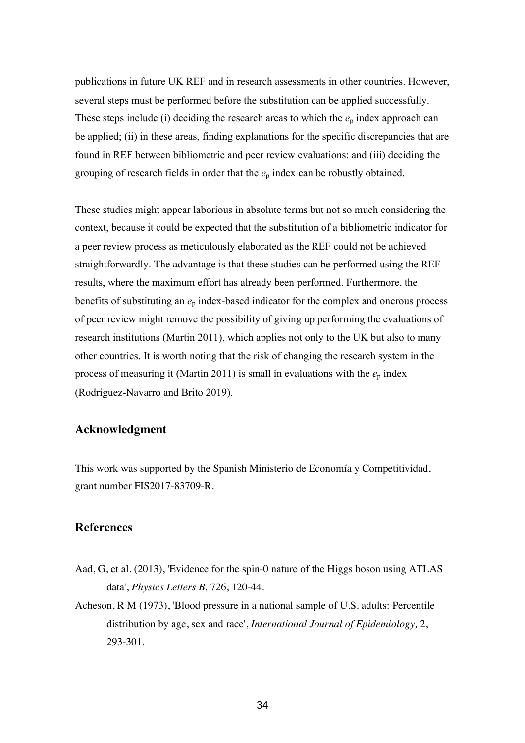publications in future UK REF and in research assessments in other countries. However, several steps must be performed before the substitution can be applied successfully. These steps include (i) deciding the research areas to which the $e_p$ index approach can be applied; (ii) in these areas, finding explanations for the specific discrepancies that are found in REF between bibliometric and peer review evaluations; and (iii) deciding the grouping of research fields in order that the $e_p$ index can be robustly obtained.

These studies might appear laborious in absolute terms but not so much considering the context, because it could be expected that the substitution of a bibliometric indicator for a peer review process as meticulously elaborated as the REF could not be achieved straightforwardly. The advantage is that these studies can be performed using the REF results, where the maximum effort has already been performed. Furthermore, the benefits of substituting an $e_p$ index-based indicator for the complex and onerous process of peer review might remove the possibility of giving up performing the evaluations of research institutions (Martin 2011), which applies not only to the UK but also to many other countries. It is worth noting that the risk of changing the research system in the process of measuring it (Martin 2011) is small in evaluations with the $e_p$ index (Rodríguez-Navarro and Brito 2019).

## Acknowledgment

This work was supported by the Spanish Ministerio de Economía y Competitividad, grant number FIS2017-83709-R.

## References

Aad, G, et al. (2013), 'Evidence for the spin-0 nature of the Higgs boson using ATLAS data', *Physics Letters B,* 726, 120-44.

Acheson, R M (1973), 'Blood pressure in a national sample of U.S. adults: Percentile distribution by age, sex and race', *International Journal of Epidemiology,* 2, 293-301.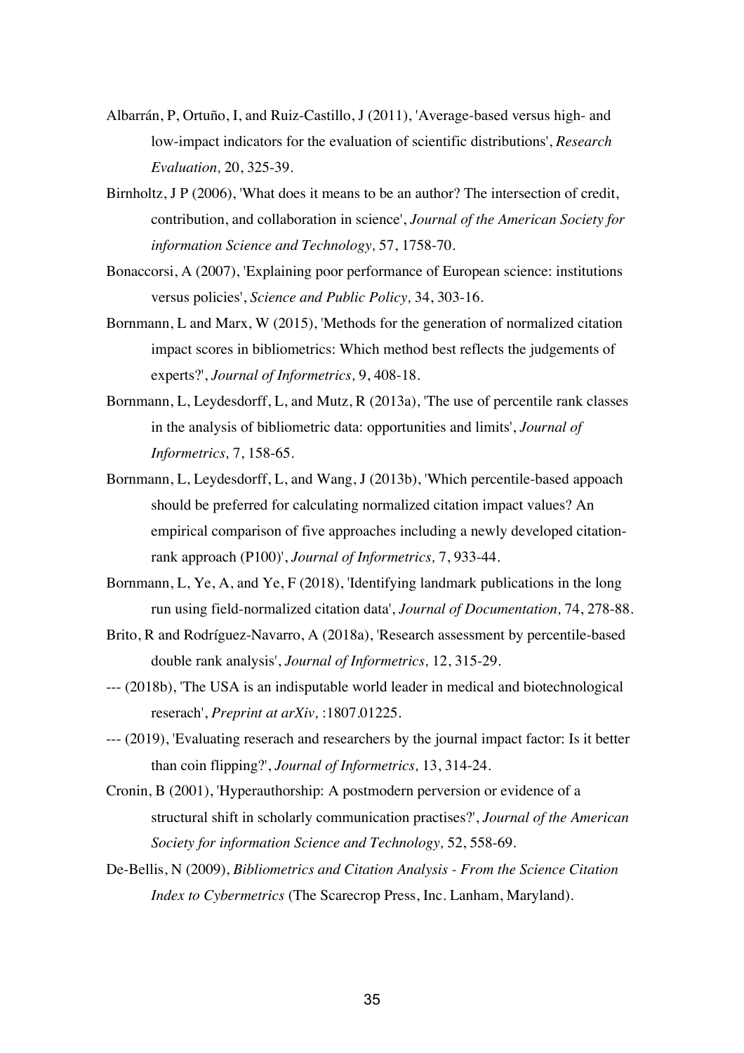Albarrán, P, Ortuño, I, and Ruiz-Castillo, J (2011), 'Average-based versus high- and low-impact indicators for the evaluation of scientific distributions', *Research Evaluation,* 20, 325-39.

Birnholtz, J P (2006), 'What does it means to be an author? The intersection of credit, contribution, and collaboration in science', *Journal of the American Society for information Science and Technology,* 57, 1758-70.

Bonaccorsi, A (2007), 'Explaining poor performance of European science: institutions versus policies', *Science and Public Policy,* 34, 303-16.

Bornmann, L and Marx, W (2015), 'Methods for the generation of normalized citation impact scores in bibliometrics: Which method best reflects the judgements of experts?', *Journal of Informetrics,* 9, 408-18.

Bornmann, L, Leydesdorff, L, and Mutz, R (2013a), 'The use of percentile rank classes in the analysis of bibliometric data: opportunities and limits', *Journal of Informetrics,* 7, 158-65.

Bornmann, L, Leydesdorff, L, and Wang, J (2013b), 'Which percentile-based appoach should be preferred for calculating normalized citation impact values? An empirical comparison of five approaches including a newly developed citation-rank approach (P100)', *Journal of Informetrics,* 7, 933-44.

Bornmann, L, Ye, A, and Ye, F (2018), 'Identifying landmark publications in the long run using field-normalized citation data', *Journal of Documentation,* 74, 278-88.

Brito, R and Rodríguez-Navarro, A (2018a), 'Research assessment by percentile-based double rank analysis', *Journal of Informetrics,* 12, 315-29.

--- (2018b), 'The USA is an indisputable world leader in medical and biotechnological reserach', *Preprint at arXiv,* :1807.01225.

--- (2019), 'Evaluating reserach and researchers by the journal impact factor: Is it better than coin flipping?', *Journal of Informetrics,* 13, 314-24.

Cronin, B (2001), 'Hyperauthorship: A postmodern perversion or evidence of a structural shift in scholarly communication practises?', *Journal of the American Society for information Science and Technology,* 52, 558-69.

De-Bellis, N (2009), *Bibliometrics and Citation Analysis - From the Science Citation Index to Cybermetrics* (The Scarecrop Press, Inc. Lanham, Maryland).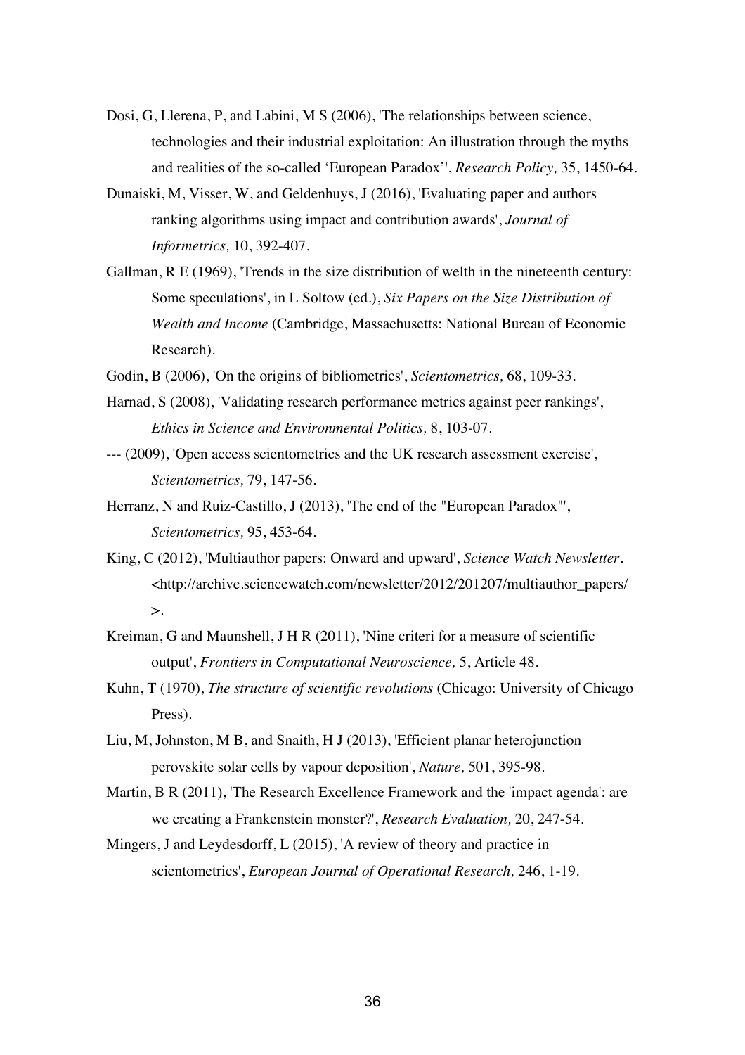Dosi, G, Llerena, P, and Labini, M S (2006), 'The relationships between science, technologies and their industrial exploitation: An illustration through the myths and realities of the so-called 'European Paradox'', *Research Policy,* 35, 1450-64.

Dunaiski, M, Visser, W, and Geldenhuys, J (2016), 'Evaluating paper and authors ranking algorithms using impact and contribution awards', *Journal of Informetrics,* 10, 392-407.

Gallman, R E (1969), 'Trends in the size distribution of welth in the nineteenth century: Some speculations', in L Soltow (ed.), *Six Papers on the Size Distribution of Wealth and Income* (Cambridge, Massachusetts: National Bureau of Economic Research).

Godin, B (2006), 'On the origins of bibliometrics', *Scientometrics,* 68, 109-33.

Harnad, S (2008), 'Validating research performance metrics against peer rankings', *Ethics in Science and Environmental Politics,* 8, 103-07.

--- (2009), 'Open access scientometrics and the UK research assessment exercise', *Scientometrics,* 79, 147-56.

Herranz, N and Ruiz-Castillo, J (2013), 'The end of the "European Paradox"', *Scientometrics,* 95, 453-64.

King, C (2012), 'Multiauthor papers: Onward and upward', *Science Watch Newsletter*. <http://archive.sciencewatch.com/newsletter/2012/201207/multiauthor_papers/ >.

Kreiman, G and Maunshell, J H R (2011), 'Nine criteri for a measure of scientific output', *Frontiers in Computational Neuroscience,* 5, Article 48.

Kuhn, T (1970), *The structure of scientific revolutions* (Chicago: University of Chicago Press).

Liu, M, Johnston, M B, and Snaith, H J (2013), 'Efficient planar heterojunction perovskite solar cells by vapour deposition', *Nature,* 501, 395-98.

Martin, B R (2011), 'The Research Excellence Framework and the 'impact agenda': are we creating a Frankenstein monster?', *Research Evaluation,* 20, 247-54.

Mingers, J and Leydesdorff, L (2015), 'A review of theory and practice in scientometrics', *European Journal of Operational Research,* 246, 1-19.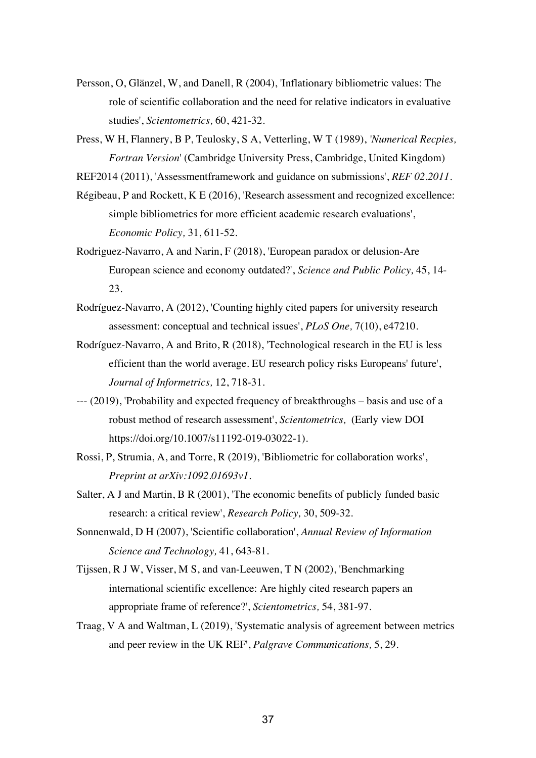Persson, O, Glänzel, W, and Danell, R (2004), 'Inflationary bibliometric values: The role of scientific collaboration and the need for relative indicators in evaluative studies', *Scientometrics,* 60, 421-32.

Press, W H, Flannery, B P, Teulosky, S A, Vetterling, W T (1989), *'Numerical Recpies, Fortran Version'* (Cambridge University Press, Cambridge, United Kingdom)

REF2014 (2011), 'Assessmentframework and guidance on submissions', *REF 02.2011.*

Régibeau, P and Rockett, K E (2016), 'Research assessment and recognized excellence: simple bibliometrics for more efficient academic research evaluations', *Economic Policy,* 31, 611-52.

Rodriguez-Navarro, A and Narin, F (2018), 'European paradox or delusion-Are European science and economy outdated?', *Science and Public Policy,* 45, 14-23.

Rodríguez-Navarro, A (2012), 'Counting highly cited papers for university research assessment: conceptual and technical issues', *PLoS One,* 7(10), e47210.

Rodríguez-Navarro, A and Brito, R (2018), 'Technological research in the EU is less efficient than the world average. EU research policy risks Europeans' future', *Journal of Informetrics,* 12, 718-31.

--- (2019), 'Probability and expected frequency of breakthroughs – basis and use of a robust method of research assessment', *Scientometrics,* (Early view DOI https://doi.org/10.1007/s11192-019-03022-1).

Rossi, P, Strumia, A, and Torre, R (2019), 'Bibliometric for collaboration works', *Preprint at arXiv:1092.01693v1.*

Salter, A J and Martin, B R (2001), 'The economic benefits of publicly funded basic research: a critical review', *Research Policy,* 30, 509-32.

Sonnenwald, D H (2007), 'Scientific collaboration', *Annual Review of Information Science and Technology,* 41, 643-81.

Tijssen, R J W, Visser, M S, and van-Leeuwen, T N (2002), 'Benchmarking international scientific excellence: Are highly cited research papers an appropriate frame of reference?', *Scientometrics,* 54, 381-97.

Traag, V A and Waltman, L (2019), 'Systematic analysis of agreement between metrics and peer review in the UK REF', *Palgrave Communications,* 5, 29.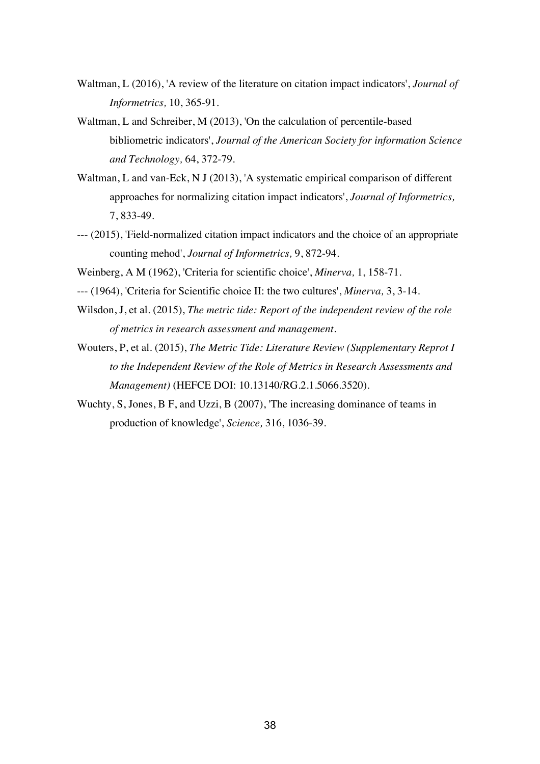Waltman, L (2016), 'A review of the literature on citation impact indicators', *Journal of Informetrics,* 10, 365-91.

Waltman, L and Schreiber, M (2013), 'On the calculation of percentile-based bibliometric indicators', *Journal of the American Society for information Science and Technology,* 64, 372-79.

Waltman, L and van-Eck, N J (2013), 'A systematic empirical comparison of different approaches for normalizing citation impact indicators', *Journal of Informetrics,* 7, 833-49.

--- (2015), 'Field-normalized citation impact indicators and the choice of an appropriate counting mehod', *Journal of Informetrics,* 9, 872-94.

Weinberg, A M (1962), 'Criteria for scientific choice', *Minerva,* 1, 158-71.

--- (1964), 'Criteria for Scientific choice II: the two cultures', *Minerva,* 3, 3-14.

Wilsdon, J, et al. (2015), *The metric tide: Report of the independent review of the role of metrics in research assessment and management.*

Wouters, P, et al. (2015), *The Metric Tide: Literature Review (Supplementary Reprot I to the Independent Review of the Role of Metrics in Research Assessments and Management)* (HEFCE DOI: 10.13140/RG.2.1.5066.3520).

Wuchty, S, Jones, B F, and Uzzi, B (2007), 'The increasing dominance of teams in production of knowledge', *Science,* 316, 1036-39.